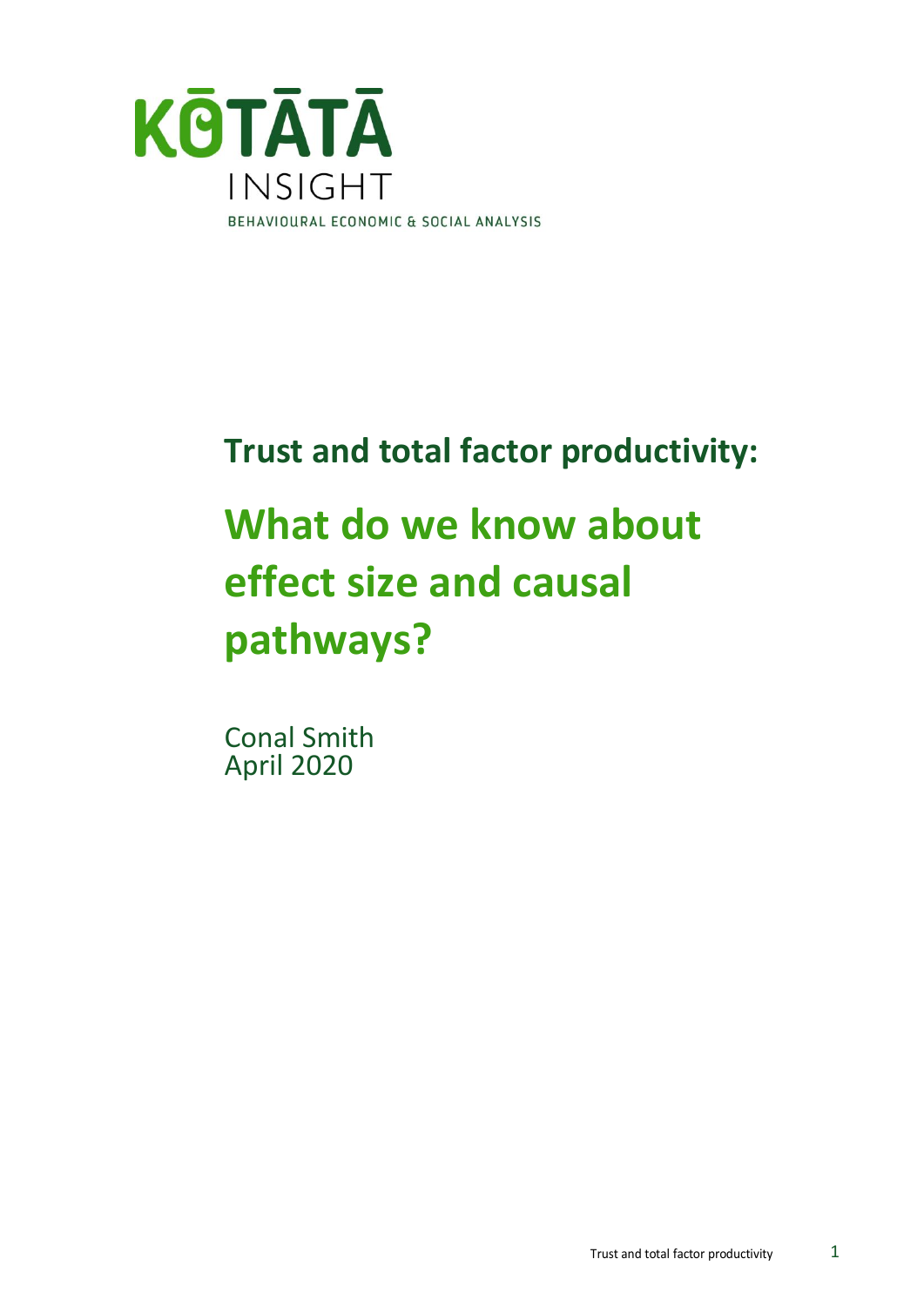KŌTĀTĀ

INSIGHT

BEHAVIOURAL ECONOMIC & SOCIAL ANALYSIS

## Trust and total factor productivity:

# What do we know about effect size and causal pathways?

Conal Smith
April 2020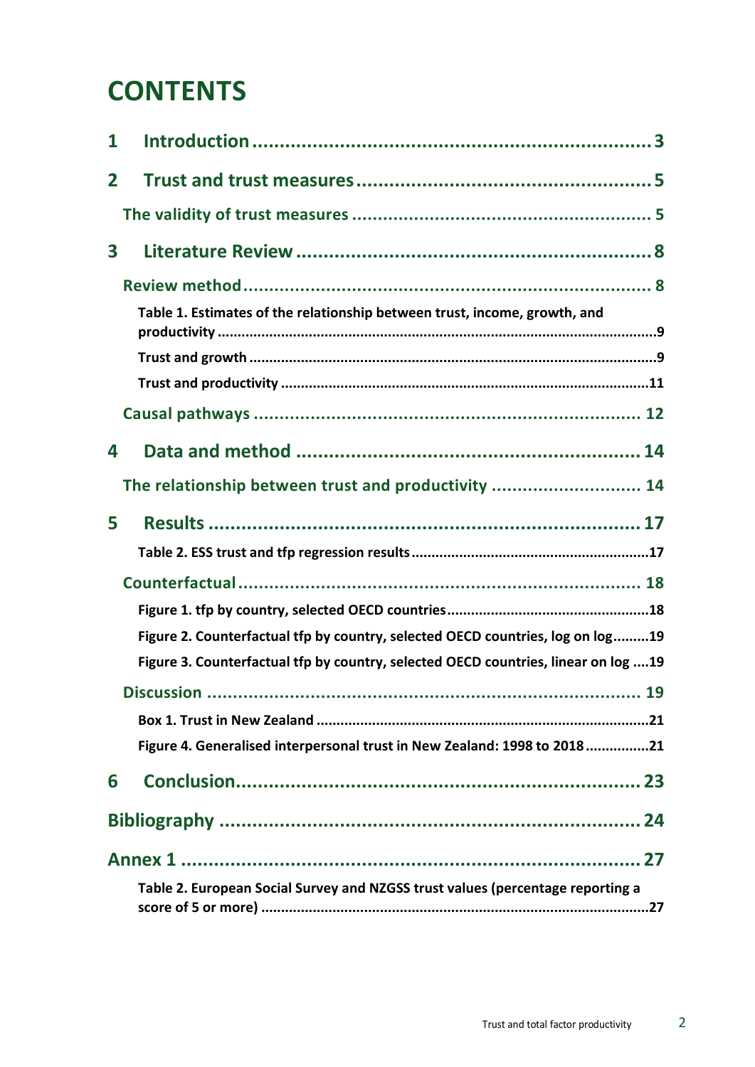# CONTENTS

1 Introduction ........................................................................ 3

2 Trust and trust measures ..................................................... 5

The validity of trust measures ......................................................... 5

3 Literature Review ................................................................ 8

Review method ............................................................................... 8

Table 1. Estimates of the relationship between trust, income, growth, and productivity ............................................................................................................9

Trust and growth ......................................................................................................9

Trust and productivity ............................................................................................11

Causal pathways ......................................................................... 12

4 Data and method ............................................................... 14

The relationship between trust and productivity ............................ 14

5 Results ............................................................................... 17

Table 2. ESS trust and tfp regression results ...........................................................17

Counterfactual ............................................................................. 18

Figure 1. tfp by country, selected OECD countries ..................................................18

Figure 2. Counterfactual tfp by country, selected OECD countries, log on log .........19

Figure 3. Counterfactual tfp by country, selected OECD countries, linear on log ....19

Discussion ................................................................................... 19

Box 1. Trust in New Zealand ...................................................................................21

Figure 4. Generalised interpersonal trust in New Zealand: 1998 to 2018 ................21

6 Conclusion......................................................................... 23

Bibliography .......................................................................... 24

Annex 1 ................................................................................. 27

Table 2. European Social Survey and NZGSS trust values (percentage reporting a score of 5 or more) ................................................................................................27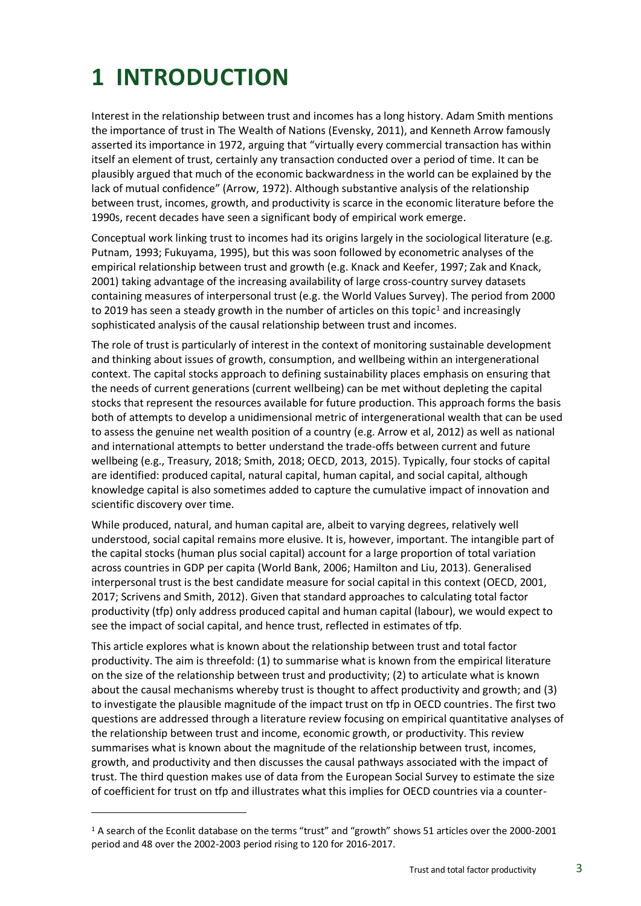# 1 INTRODUCTION

Interest in the relationship between trust and incomes has a long history. Adam Smith mentions the importance of trust in The Wealth of Nations (Evensky, 2011), and Kenneth Arrow famously asserted its importance in 1972, arguing that "virtually every commercial transaction has within itself an element of trust, certainly any transaction conducted over a period of time. It can be plausibly argued that much of the economic backwardness in the world can be explained by the lack of mutual confidence" (Arrow, 1972). Although substantive analysis of the relationship between trust, incomes, growth, and productivity is scarce in the economic literature before the 1990s, recent decades have seen a significant body of empirical work emerge.

Conceptual work linking trust to incomes had its origins largely in the sociological literature (e.g. Putnam, 1993; Fukuyama, 1995), but this was soon followed by econometric analyses of the empirical relationship between trust and growth (e.g. Knack and Keefer, 1997; Zak and Knack, 2001) taking advantage of the increasing availability of large cross-country survey datasets containing measures of interpersonal trust (e.g. the World Values Survey). The period from 2000 to 2019 has seen a steady growth in the number of articles on this topic[1] and increasingly sophisticated analysis of the causal relationship between trust and incomes.

The role of trust is particularly of interest in the context of monitoring sustainable development and thinking about issues of growth, consumption, and wellbeing within an intergenerational context. The capital stocks approach to defining sustainability places emphasis on ensuring that the needs of current generations (current wellbeing) can be met without depleting the capital stocks that represent the resources available for future production. This approach forms the basis both of attempts to develop a unidimensional metric of intergenerational wealth that can be used to assess the genuine net wealth position of a country (e.g. Arrow et al, 2012) as well as national and international attempts to better understand the trade-offs between current and future wellbeing (e.g., Treasury, 2018; Smith, 2018; OECD, 2013, 2015). Typically, four stocks of capital are identified: produced capital, natural capital, human capital, and social capital, although knowledge capital is also sometimes added to capture the cumulative impact of innovation and scientific discovery over time.

While produced, natural, and human capital are, albeit to varying degrees, relatively well understood, social capital remains more elusive. It is, however, important. The intangible part of the capital stocks (human plus social capital) account for a large proportion of total variation across countries in GDP per capita (World Bank, 2006; Hamilton and Liu, 2013). Generalised interpersonal trust is the best candidate measure for social capital in this context (OECD, 2001, 2017; Scrivens and Smith, 2012). Given that standard approaches to calculating total factor productivity (tfp) only address produced capital and human capital (labour), we would expect to see the impact of social capital, and hence trust, reflected in estimates of tfp.

This article explores what is known about the relationship between trust and total factor productivity. The aim is threefold: (1) to summarise what is known from the empirical literature on the size of the relationship between trust and productivity; (2) to articulate what is known about the causal mechanisms whereby trust is thought to affect productivity and growth; and (3) to investigate the plausible magnitude of the impact trust on tfp in OECD countries. The first two questions are addressed through a literature review focusing on empirical quantitative analyses of the relationship between trust and income, economic growth, or productivity. This review summarises what is known about the magnitude of the relationship between trust, incomes, growth, and productivity and then discusses the causal pathways associated with the impact of trust. The third question makes use of data from the European Social Survey to estimate the size of coefficient for trust on tfp and illustrates what this implies for OECD countries via a counter-

[1] A search of the Econlit database on the terms "trust" and "growth" shows 51 articles over the 2000-2001 period and 48 over the 2002-2003 period rising to 120 for 2016-2017.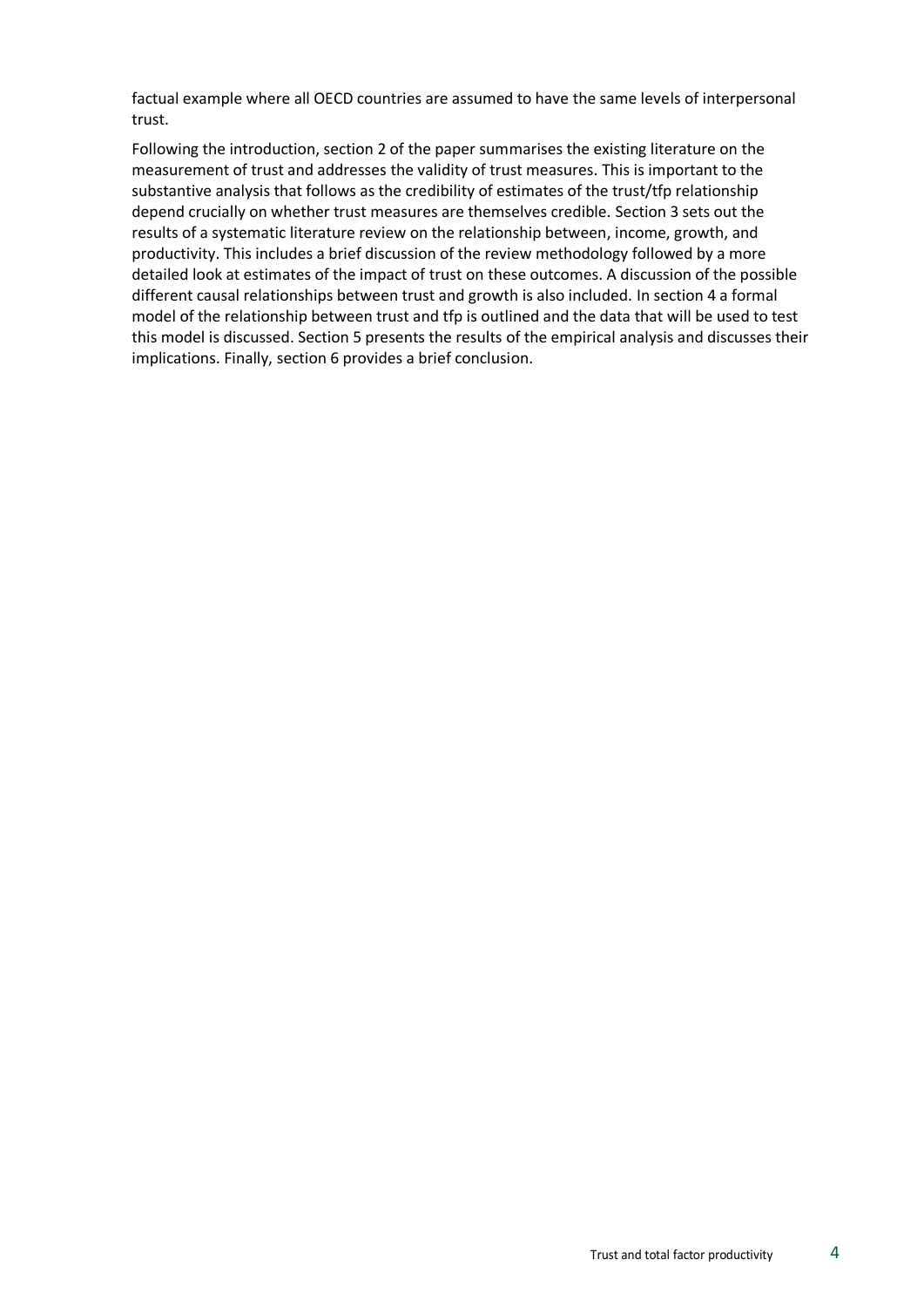factual example where all OECD countries are assumed to have the same levels of interpersonal trust.

Following the introduction, section 2 of the paper summarises the existing literature on the measurement of trust and addresses the validity of trust measures. This is important to the substantive analysis that follows as the credibility of estimates of the trust/tfp relationship depend crucially on whether trust measures are themselves credible. Section 3 sets out the results of a systematic literature review on the relationship between, income, growth, and productivity. This includes a brief discussion of the review methodology followed by a more detailed look at estimates of the impact of trust on these outcomes. A discussion of the possible different causal relationships between trust and growth is also included. In section 4 a formal model of the relationship between trust and tfp is outlined and the data that will be used to test this model is discussed. Section 5 presents the results of the empirical analysis and discusses their implications. Finally, section 6 provides a brief conclusion.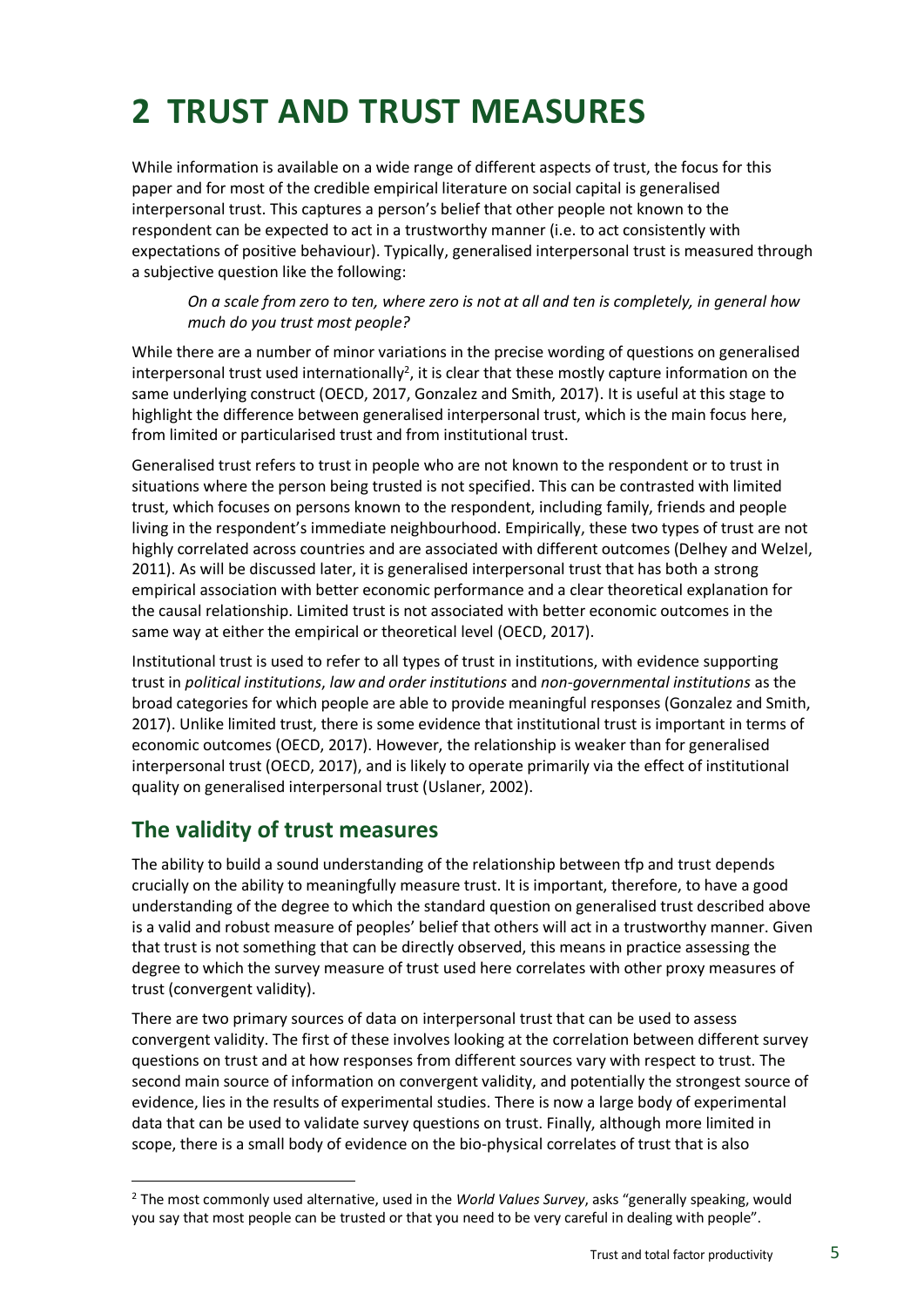# 2 TRUST AND TRUST MEASURES

While information is available on a wide range of different aspects of trust, the focus for this paper and for most of the credible empirical literature on social capital is generalised interpersonal trust. This captures a person's belief that other people not known to the respondent can be expected to act in a trustworthy manner (i.e. to act consistently with expectations of positive behaviour). Typically, generalised interpersonal trust is measured through a subjective question like the following:

> *On a scale from zero to ten, where zero is not at all and ten is completely, in general how much do you trust most people?*

While there are a number of minor variations in the precise wording of questions on generalised interpersonal trust used internationally[2], it is clear that these mostly capture information on the same underlying construct (OECD, 2017, Gonzalez and Smith, 2017). It is useful at this stage to highlight the difference between generalised interpersonal trust, which is the main focus here, from limited or particularised trust and from institutional trust.

Generalised trust refers to trust in people who are not known to the respondent or to trust in situations where the person being trusted is not specified. This can be contrasted with limited trust, which focuses on persons known to the respondent, including family, friends and people living in the respondent's immediate neighbourhood. Empirically, these two types of trust are not highly correlated across countries and are associated with different outcomes (Delhey and Welzel, 2011). As will be discussed later, it is generalised interpersonal trust that has both a strong empirical association with better economic performance and a clear theoretical explanation for the causal relationship. Limited trust is not associated with better economic outcomes in the same way at either the empirical or theoretical level (OECD, 2017).

Institutional trust is used to refer to all types of trust in institutions, with evidence supporting trust in *political institutions*, *law and order institutions* and *non-governmental institutions* as the broad categories for which people are able to provide meaningful responses (Gonzalez and Smith, 2017). Unlike limited trust, there is some evidence that institutional trust is important in terms of economic outcomes (OECD, 2017). However, the relationship is weaker than for generalised interpersonal trust (OECD, 2017), and is likely to operate primarily via the effect of institutional quality on generalised interpersonal trust (Uslaner, 2002).

## The validity of trust measures

The ability to build a sound understanding of the relationship between tfp and trust depends crucially on the ability to meaningfully measure trust. It is important, therefore, to have a good understanding of the degree to which the standard question on generalised trust described above is a valid and robust measure of peoples' belief that others will act in a trustworthy manner. Given that trust is not something that can be directly observed, this means in practice assessing the degree to which the survey measure of trust used here correlates with other proxy measures of trust (convergent validity).

There are two primary sources of data on interpersonal trust that can be used to assess convergent validity. The first of these involves looking at the correlation between different survey questions on trust and at how responses from different sources vary with respect to trust. The second main source of information on convergent validity, and potentially the strongest source of evidence, lies in the results of experimental studies. There is now a large body of experimental data that can be used to validate survey questions on trust. Finally, although more limited in scope, there is a small body of evidence on the bio-physical correlates of trust that is also

[2] The most commonly used alternative, used in the *World Values Survey*, asks "generally speaking, would you say that most people can be trusted or that you need to be very careful in dealing with people".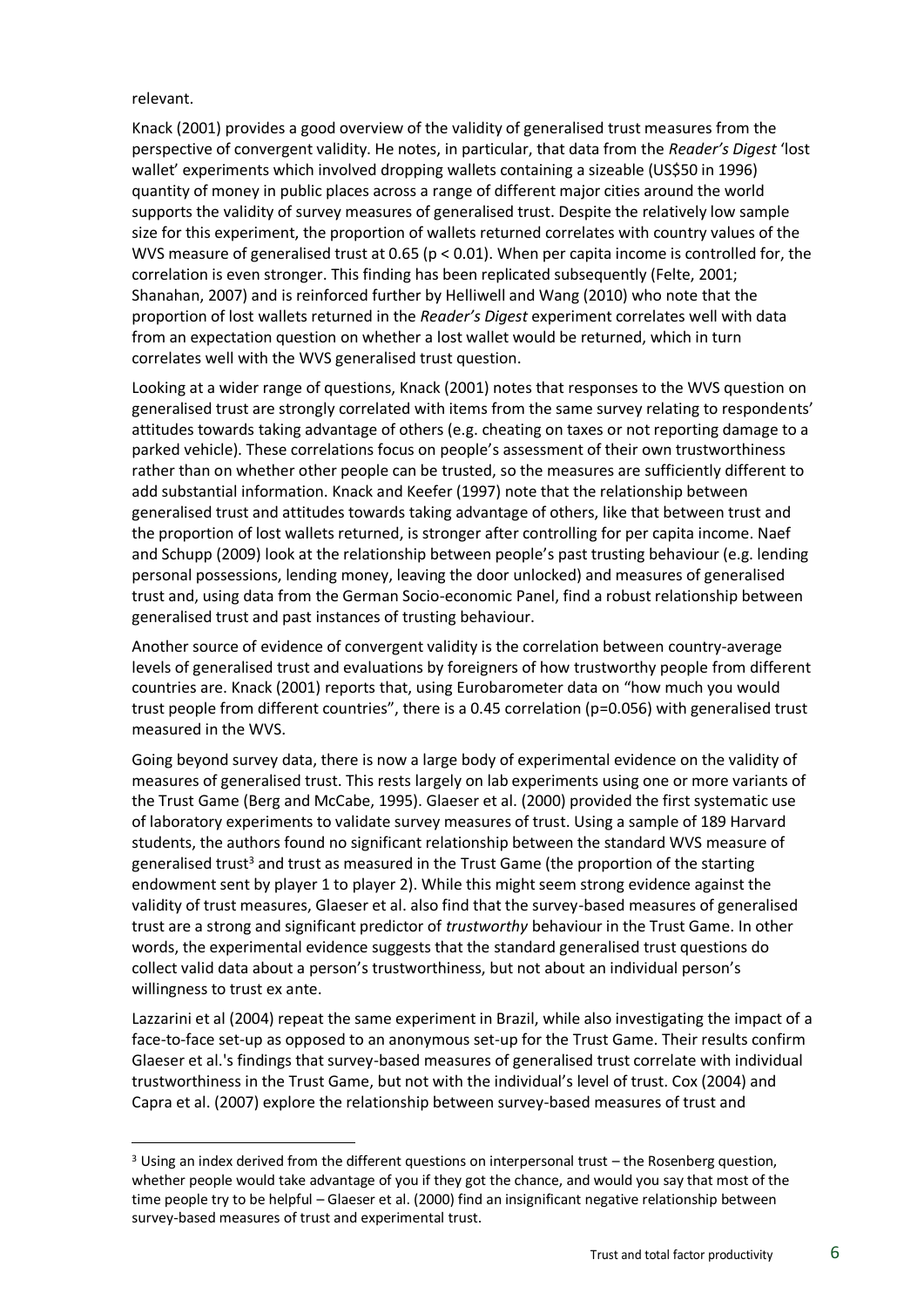relevant.

Knack (2001) provides a good overview of the validity of generalised trust measures from the perspective of convergent validity. He notes, in particular, that data from the *Reader's Digest* 'lost wallet' experiments which involved dropping wallets containing a sizeable (US$50 in 1996) quantity of money in public places across a range of different major cities around the world supports the validity of survey measures of generalised trust. Despite the relatively low sample size for this experiment, the proportion of wallets returned correlates with country values of the WVS measure of generalised trust at 0.65 ($p < 0.01$). When per capita income is controlled for, the correlation is even stronger. This finding has been replicated subsequently (Felte, 2001; Shanahan, 2007) and is reinforced further by Helliwell and Wang (2010) who note that the proportion of lost wallets returned in the *Reader's Digest* experiment correlates well with data from an expectation question on whether a lost wallet would be returned, which in turn correlates well with the WVS generalised trust question.

Looking at a wider range of questions, Knack (2001) notes that responses to the WVS question on generalised trust are strongly correlated with items from the same survey relating to respondents' attitudes towards taking advantage of others (e.g. cheating on taxes or not reporting damage to a parked vehicle). These correlations focus on people's assessment of their own trustworthiness rather than on whether other people can be trusted, so the measures are sufficiently different to add substantial information. Knack and Keefer (1997) note that the relationship between generalised trust and attitudes towards taking advantage of others, like that between trust and the proportion of lost wallets returned, is stronger after controlling for per capita income. Naef and Schupp (2009) look at the relationship between people's past trusting behaviour (e.g. lending personal possessions, lending money, leaving the door unlocked) and measures of generalised trust and, using data from the German Socio-economic Panel, find a robust relationship between generalised trust and past instances of trusting behaviour.

Another source of evidence of convergent validity is the correlation between country-average levels of generalised trust and evaluations by foreigners of how trustworthy people from different countries are. Knack (2001) reports that, using Eurobarometer data on "how much you would trust people from different countries", there is a 0.45 correlation ($p=0.056$) with generalised trust measured in the WVS.

Going beyond survey data, there is now a large body of experimental evidence on the validity of measures of generalised trust. This rests largely on lab experiments using one or more variants of the Trust Game (Berg and McCabe, 1995). Glaeser et al. (2000) provided the first systematic use of laboratory experiments to validate survey measures of trust. Using a sample of 189 Harvard students, the authors found no significant relationship between the standard WVS measure of generalised trust[3] and trust as measured in the Trust Game (the proportion of the starting endowment sent by player 1 to player 2). While this might seem strong evidence against the validity of trust measures, Glaeser et al. also find that the survey-based measures of generalised trust are a strong and significant predictor of *trustworthy* behaviour in the Trust Game. In other words, the experimental evidence suggests that the standard generalised trust questions do collect valid data about a person's trustworthiness, but not about an individual person's willingness to trust ex ante.

Lazzarini et al (2004) repeat the same experiment in Brazil, while also investigating the impact of a face-to-face set-up as opposed to an anonymous set-up for the Trust Game. Their results confirm Glaeser et al.'s findings that survey-based measures of generalised trust correlate with individual trustworthiness in the Trust Game, but not with the individual's level of trust. Cox (2004) and Capra et al. (2007) explore the relationship between survey-based measures of trust and

[3] Using an index derived from the different questions on interpersonal trust – the Rosenberg question, whether people would take advantage of you if they got the chance, and would you say that most of the time people try to be helpful – Glaeser et al. (2000) find an insignificant negative relationship between survey-based measures of trust and experimental trust.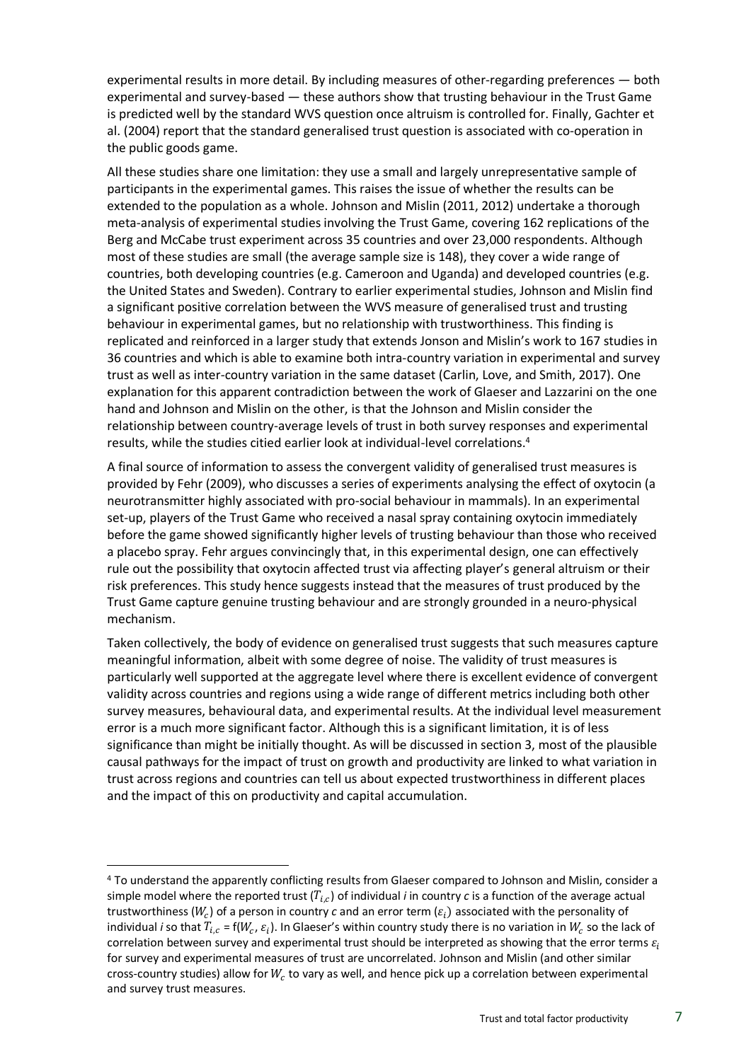experimental results in more detail. By including measures of other-regarding preferences — both experimental and survey-based — these authors show that trusting behaviour in the Trust Game is predicted well by the standard WVS question once altruism is controlled for. Finally, Gachter et al. (2004) report that the standard generalised trust question is associated with co-operation in the public goods game.

All these studies share one limitation: they use a small and largely unrepresentative sample of participants in the experimental games. This raises the issue of whether the results can be extended to the population as a whole. Johnson and Mislin (2011, 2012) undertake a thorough meta-analysis of experimental studies involving the Trust Game, covering 162 replications of the Berg and McCabe trust experiment across 35 countries and over 23,000 respondents. Although most of these studies are small (the average sample size is 148), they cover a wide range of countries, both developing countries (e.g. Cameroon and Uganda) and developed countries (e.g. the United States and Sweden). Contrary to earlier experimental studies, Johnson and Mislin find a significant positive correlation between the WVS measure of generalised trust and trusting behaviour in experimental games, but no relationship with trustworthiness. This finding is replicated and reinforced in a larger study that extends Jonson and Mislin's work to 167 studies in 36 countries and which is able to examine both intra-country variation in experimental and survey trust as well as inter-country variation in the same dataset (Carlin, Love, and Smith, 2017). One explanation for this apparent contradiction between the work of Glaeser and Lazzarini on the one hand and Johnson and Mislin on the other, is that the Johnson and Mislin consider the relationship between country-average levels of trust in both survey responses and experimental results, while the studies citied earlier look at individual-level correlations.[4]

A final source of information to assess the convergent validity of generalised trust measures is provided by Fehr (2009), who discusses a series of experiments analysing the effect of oxytocin (a neurotransmitter highly associated with pro-social behaviour in mammals). In an experimental set-up, players of the Trust Game who received a nasal spray containing oxytocin immediately before the game showed significantly higher levels of trusting behaviour than those who received a placebo spray. Fehr argues convincingly that, in this experimental design, one can effectively rule out the possibility that oxytocin affected trust via affecting player's general altruism or their risk preferences. This study hence suggests instead that the measures of trust produced by the Trust Game capture genuine trusting behaviour and are strongly grounded in a neuro-physical mechanism.

Taken collectively, the body of evidence on generalised trust suggests that such measures capture meaningful information, albeit with some degree of noise. The validity of trust measures is particularly well supported at the aggregate level where there is excellent evidence of convergent validity across countries and regions using a wide range of different metrics including both other survey measures, behavioural data, and experimental results. At the individual level measurement error is a much more significant factor. Although this is a significant limitation, it is of less significance than might be initially thought. As will be discussed in section 3, most of the plausible causal pathways for the impact of trust on growth and productivity are linked to what variation in trust across regions and countries can tell us about expected trustworthiness in different places and the impact of this on productivity and capital accumulation.

---

[4] To understand the apparently conflicting results from Glaeser compared to Johnson and Mislin, consider a simple model where the reported trust ($T_{i,c}$) of individual *i* in country *c* is a function of the average actual trustworthiness ($W_c$) of a person in country *c* and an error term ($\varepsilon_i$) associated with the personality of individual *i* so that $T_{i,c}$ = f($W_c$, $\varepsilon_i$). In Glaeser's within country study there is no variation in $W_c$ so the lack of correlation between survey and experimental trust should be interpreted as showing that the error terms $\varepsilon_i$ for survey and experimental measures of trust are uncorrelated. Johnson and Mislin (and other similar cross-country studies) allow for $W_c$ to vary as well, and hence pick up a correlation between experimental and survey trust measures.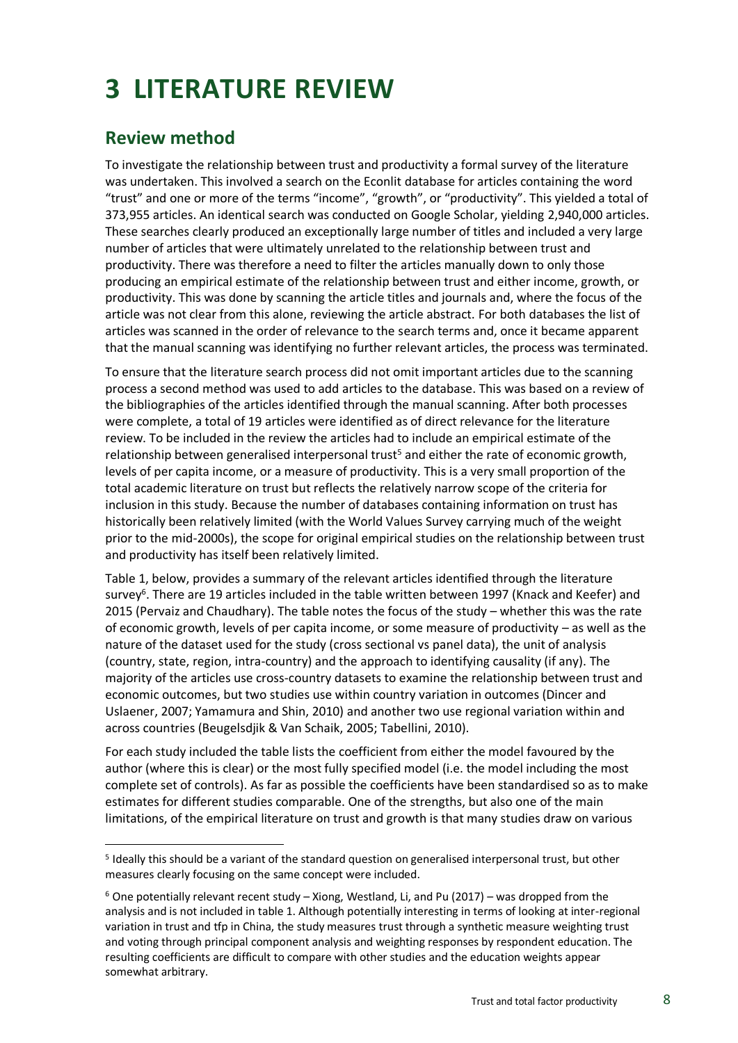# 3 LITERATURE REVIEW

## Review method

To investigate the relationship between trust and productivity a formal survey of the literature was undertaken. This involved a search on the Econlit database for articles containing the word "trust" and one or more of the terms "income", "growth", or "productivity". This yielded a total of 373,955 articles. An identical search was conducted on Google Scholar, yielding 2,940,000 articles. These searches clearly produced an exceptionally large number of titles and included a very large number of articles that were ultimately unrelated to the relationship between trust and productivity. There was therefore a need to filter the articles manually down to only those producing an empirical estimate of the relationship between trust and either income, growth, or productivity. This was done by scanning the article titles and journals and, where the focus of the article was not clear from this alone, reviewing the article abstract. For both databases the list of articles was scanned in the order of relevance to the search terms and, once it became apparent that the manual scanning was identifying no further relevant articles, the process was terminated.

To ensure that the literature search process did not omit important articles due to the scanning process a second method was used to add articles to the database. This was based on a review of the bibliographies of the articles identified through the manual scanning. After both processes were complete, a total of 19 articles were identified as of direct relevance for the literature review. To be included in the review the articles had to include an empirical estimate of the relationship between generalised interpersonal trust[5] and either the rate of economic growth, levels of per capita income, or a measure of productivity. This is a very small proportion of the total academic literature on trust but reflects the relatively narrow scope of the criteria for inclusion in this study. Because the number of databases containing information on trust has historically been relatively limited (with the World Values Survey carrying much of the weight prior to the mid-2000s), the scope for original empirical studies on the relationship between trust and productivity has itself been relatively limited.

Table 1, below, provides a summary of the relevant articles identified through the literature survey[6]. There are 19 articles included in the table written between 1997 (Knack and Keefer) and 2015 (Pervaiz and Chaudhary). The table notes the focus of the study – whether this was the rate of economic growth, levels of per capita income, or some measure of productivity – as well as the nature of the dataset used for the study (cross sectional vs panel data), the unit of analysis (country, state, region, intra-country) and the approach to identifying causality (if any). The majority of the articles use cross-country datasets to examine the relationship between trust and economic outcomes, but two studies use within country variation in outcomes (Dincer and Uslaener, 2007; Yamamura and Shin, 2010) and another two use regional variation within and across countries (Beugelsdjik & Van Schaik, 2005; Tabellini, 2010).

For each study included the table lists the coefficient from either the model favoured by the author (where this is clear) or the most fully specified model (i.e. the model including the most complete set of controls). As far as possible the coefficients have been standardised so as to make estimates for different studies comparable. One of the strengths, but also one of the main limitations, of the empirical literature on trust and growth is that many studies draw on various

[5] Ideally this should be a variant of the standard question on generalised interpersonal trust, but other measures clearly focusing on the same concept were included.

[6] One potentially relevant recent study – Xiong, Westland, Li, and Pu (2017) – was dropped from the analysis and is not included in table 1. Although potentially interesting in terms of looking at inter-regional variation in trust and tfp in China, the study measures trust through a synthetic measure weighting trust and voting through principal component analysis and weighting responses by respondent education. The resulting coefficients are difficult to compare with other studies and the education weights appear somewhat arbitrary.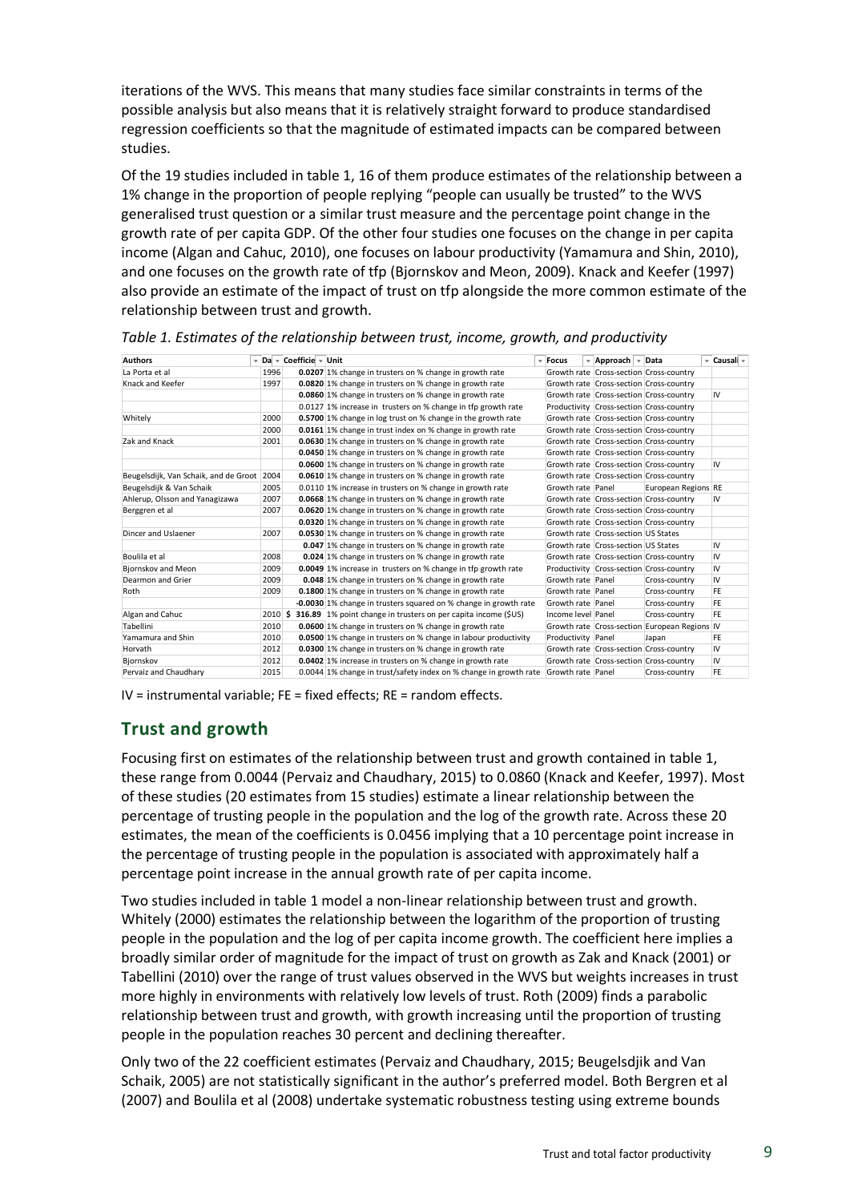iterations of the WVS. This means that many studies face similar constraints in terms of the possible analysis but also means that it is relatively straight forward to produce standardised regression coefficients so that the magnitude of estimated impacts can be compared between studies.

Of the 19 studies included in table 1, 16 of them produce estimates of the relationship between a 1% change in the proportion of people replying "people can usually be trusted" to the WVS generalised trust question or a similar trust measure and the percentage point change in the growth rate of per capita GDP. Of the other four studies one focuses on the change in per capita income (Algan and Cahuc, 2010), one focuses on labour productivity (Yamamura and Shin, 2010), and one focuses on the growth rate of tfp (Bjornskov and Meon, 2009). Knack and Keefer (1997) also provide an estimate of the impact of trust on tfp alongside the more common estimate of the relationship between trust and growth.

*Table 1. Estimates of the relationship between trust, income, growth, and productivity*

| Authors | Da | Coefficie | Unit | Focus | Approach | Data | Causali |
|---|---|---|---|---|---|---|---|
| La Porta et al | 1996 | **0.0207** | 1% change in trusters on % change in growth rate | Growth rate | Cross-section | Cross-country | |
| Knack and Keefer | 1997 | **0.0820** | 1% change in trusters on % change in growth rate | Growth rate | Cross-section | Cross-country | |
| | | **0.0860** | 1% change in trusters on % change in growth rate | Growth rate | Cross-section | Cross-country | IV |
| | | 0.0127 | 1% increase in trusters on % change in tfp growth rate | Productivity | Cross-section | Cross-country | |
| Whitely | 2000 | **0.5700** | 1% change in log trust on % change in the growth rate | Growth rate | Cross-section | Cross-country | |
| | 2000 | **0.0161** | 1% change in trust index on % change in growth rate | Growth rate | Cross-section | Cross-country | |
| Zak and Knack | 2001 | **0.0630** | 1% change in trusters on % change in growth rate | Growth rate | Cross-section | Cross-country | |
| | | **0.0450** | 1% change in trusters on % change in growth rate | Growth rate | Cross-section | Cross-country | |
| | | **0.0600** | 1% change in trusters on % change in growth rate | Growth rate | Cross-section | Cross-country | IV |
| Beugelsdijk, Van Schaik, and de Groot | 2004 | **0.0610** | 1% change in trusters on % change in growth rate | Growth rate | Cross-section | Cross-country | |
| Beugelsdijk & Van Schaik | 2005 | 0.0110 | 1% increase in trusters on % change in growth rate | Growth rate | Panel | European Regions | RE |
| Ahlerup, Olsson and Yanagizawa | 2007 | **0.0668** | 1% change in trusters on % change in growth rate | Growth rate | Cross-section | Cross-country | IV |
| Berggren et al | 2007 | **0.0620** | 1% change in trusters on % change in growth rate | Growth rate | Cross-section | Cross-country | |
| | | **0.0320** | 1% change in trusters on % change in growth rate | Growth rate | Cross-section | Cross-country | |
| Dincer and Uslaener | 2007 | **0.0530** | 1% change in trusters on % change in growth rate | Growth rate | Cross-section | US States | |
| | | **0.047** | 1% change in trusters on % change in growth rate | Growth rate | Cross-section | US States | IV |
| Boulila et al | 2008 | **0.024** | 1% change in trusters on % change in growth rate | Growth rate | Cross-section | Cross-country | IV |
| Bjornskov and Meon | 2009 | **0.0049** | 1% increase in trusters on % change in tfp growth rate | Productivity | Cross-section | Cross-country | IV |
| Dearmon and Grier | 2009 | **0.048** | 1% change in trusters on % change in growth rate | Growth rate | Panel | Cross-country | IV |
| Roth | 2009 | **0.1800** | 1% change in trusters on % change in growth rate | Growth rate | Panel | Cross-country | FE |
| | | **-0.0030** | 1% change in trusters squared on % change in growth rate | Growth rate | Panel | Cross-country | FE |
| Algan and Cahuc | 2010 | **$ 316.89** | 1% point change in trusters on per capita income ($US) | Income level | Panel | Cross-country | FE |
| Tabellini | 2010 | **0.0600** | 1% change in trusters on % change in growth rate | Growth rate | Cross-section | European Regions | IV |
| Yamamura and Shin | 2010 | **0.0500** | 1% change in trusters on % change in labour productivity | Productivity | Panel | Japan | FE |
| Horvath | 2012 | **0.0300** | 1% change in trusters on % change in growth rate | Growth rate | Cross-section | Cross-country | IV |
| Bjornskov | 2012 | **0.0402** | 1% increase in trusters on % change in growth rate | Growth rate | Cross-section | Cross-country | IV |
| Pervaiz and Chaudhary | 2015 | 0.0044 | 1% change in trust/safety index on % change in growth rate | Growth rate | Panel | Cross-country | FE |

IV = instrumental variable; FE = fixed effects; RE = random effects.

## Trust and growth

Focusing first on estimates of the relationship between trust and growth contained in table 1, these range from 0.0044 (Pervaiz and Chaudhary, 2015) to 0.0860 (Knack and Keefer, 1997). Most of these studies (20 estimates from 15 studies) estimate a linear relationship between the percentage of trusting people in the population and the log of the growth rate. Across these 20 estimates, the mean of the coefficients is 0.0456 implying that a 10 percentage point increase in the percentage of trusting people in the population is associated with approximately half a percentage point increase in the annual growth rate of per capita income.

Two studies included in table 1 model a non-linear relationship between trust and growth. Whitely (2000) estimates the relationship between the logarithm of the proportion of trusting people in the population and the log of per capita income growth. The coefficient here implies a broadly similar order of magnitude for the impact of trust on growth as Zak and Knack (2001) or Tabellini (2010) over the range of trust values observed in the WVS but weights increases in trust more highly in environments with relatively low levels of trust. Roth (2009) finds a parabolic relationship between trust and growth, with growth increasing until the proportion of trusting people in the population reaches 30 percent and declining thereafter.

Only two of the 22 coefficient estimates (Pervaiz and Chaudhary, 2015; Beugelsdjik and Van Schaik, 2005) are not statistically significant in the author's preferred model. Both Bergren et al (2007) and Boulila et al (2008) undertake systematic robustness testing using extreme bounds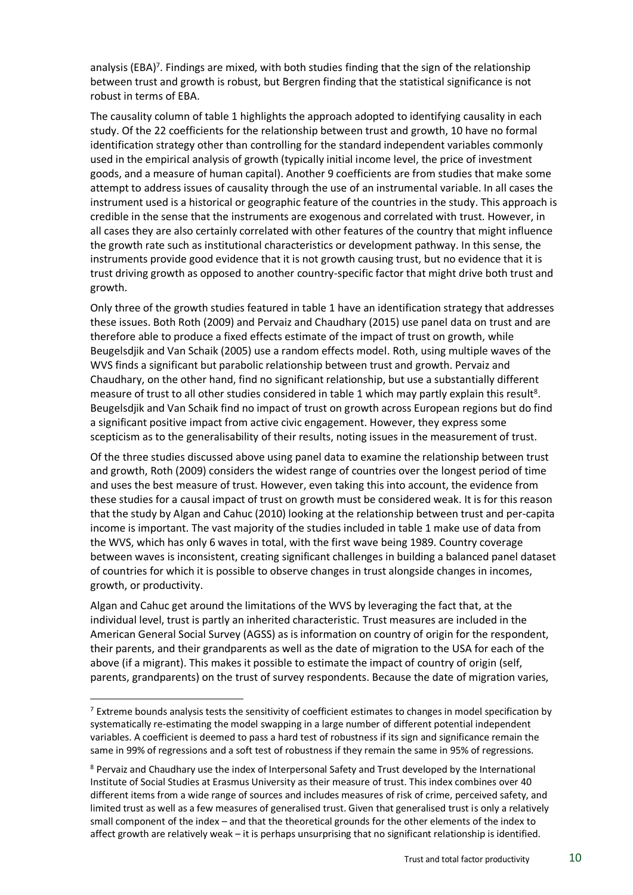analysis (EBA)[7]. Findings are mixed, with both studies finding that the sign of the relationship between trust and growth is robust, but Bergren finding that the statistical significance is not robust in terms of EBA.

The causality column of table 1 highlights the approach adopted to identifying causality in each study. Of the 22 coefficients for the relationship between trust and growth, 10 have no formal identification strategy other than controlling for the standard independent variables commonly used in the empirical analysis of growth (typically initial income level, the price of investment goods, and a measure of human capital). Another 9 coefficients are from studies that make some attempt to address issues of causality through the use of an instrumental variable. In all cases the instrument used is a historical or geographic feature of the countries in the study. This approach is credible in the sense that the instruments are exogenous and correlated with trust. However, in all cases they are also certainly correlated with other features of the country that might influence the growth rate such as institutional characteristics or development pathway. In this sense, the instruments provide good evidence that it is not growth causing trust, but no evidence that it is trust driving growth as opposed to another country-specific factor that might drive both trust and growth.

Only three of the growth studies featured in table 1 have an identification strategy that addresses these issues. Both Roth (2009) and Pervaiz and Chaudhary (2015) use panel data on trust and are therefore able to produce a fixed effects estimate of the impact of trust on growth, while Beugelsdjik and Van Schaik (2005) use a random effects model. Roth, using multiple waves of the WVS finds a significant but parabolic relationship between trust and growth. Pervaiz and Chaudhary, on the other hand, find no significant relationship, but use a substantially different measure of trust to all other studies considered in table 1 which may partly explain this result[8]. Beugelsdjik and Van Schaik find no impact of trust on growth across European regions but do find a significant positive impact from active civic engagement. However, they express some scepticism as to the generalisability of their results, noting issues in the measurement of trust.

Of the three studies discussed above using panel data to examine the relationship between trust and growth, Roth (2009) considers the widest range of countries over the longest period of time and uses the best measure of trust. However, even taking this into account, the evidence from these studies for a causal impact of trust on growth must be considered weak. It is for this reason that the study by Algan and Cahuc (2010) looking at the relationship between trust and per-capita income is important. The vast majority of the studies included in table 1 make use of data from the WVS, which has only 6 waves in total, with the first wave being 1989. Country coverage between waves is inconsistent, creating significant challenges in building a balanced panel dataset of countries for which it is possible to observe changes in trust alongside changes in incomes, growth, or productivity.

Algan and Cahuc get around the limitations of the WVS by leveraging the fact that, at the individual level, trust is partly an inherited characteristic. Trust measures are included in the American General Social Survey (AGSS) as is information on country of origin for the respondent, their parents, and their grandparents as well as the date of migration to the USA for each of the above (if a migrant). This makes it possible to estimate the impact of country of origin (self, parents, grandparents) on the trust of survey respondents. Because the date of migration varies,

---

[7] Extreme bounds analysis tests the sensitivity of coefficient estimates to changes in model specification by systematically re-estimating the model swapping in a large number of different potential independent variables. A coefficient is deemed to pass a hard test of robustness if its sign and significance remain the same in 99% of regressions and a soft test of robustness if they remain the same in 95% of regressions.

[8] Pervaiz and Chaudhary use the index of Interpersonal Safety and Trust developed by the International Institute of Social Studies at Erasmus University as their measure of trust. This index combines over 40 different items from a wide range of sources and includes measures of risk of crime, perceived safety, and limited trust as well as a few measures of generalised trust. Given that generalised trust is only a relatively small component of the index – and that the theoretical grounds for the other elements of the index to affect growth are relatively weak – it is perhaps unsurprising that no significant relationship is identified.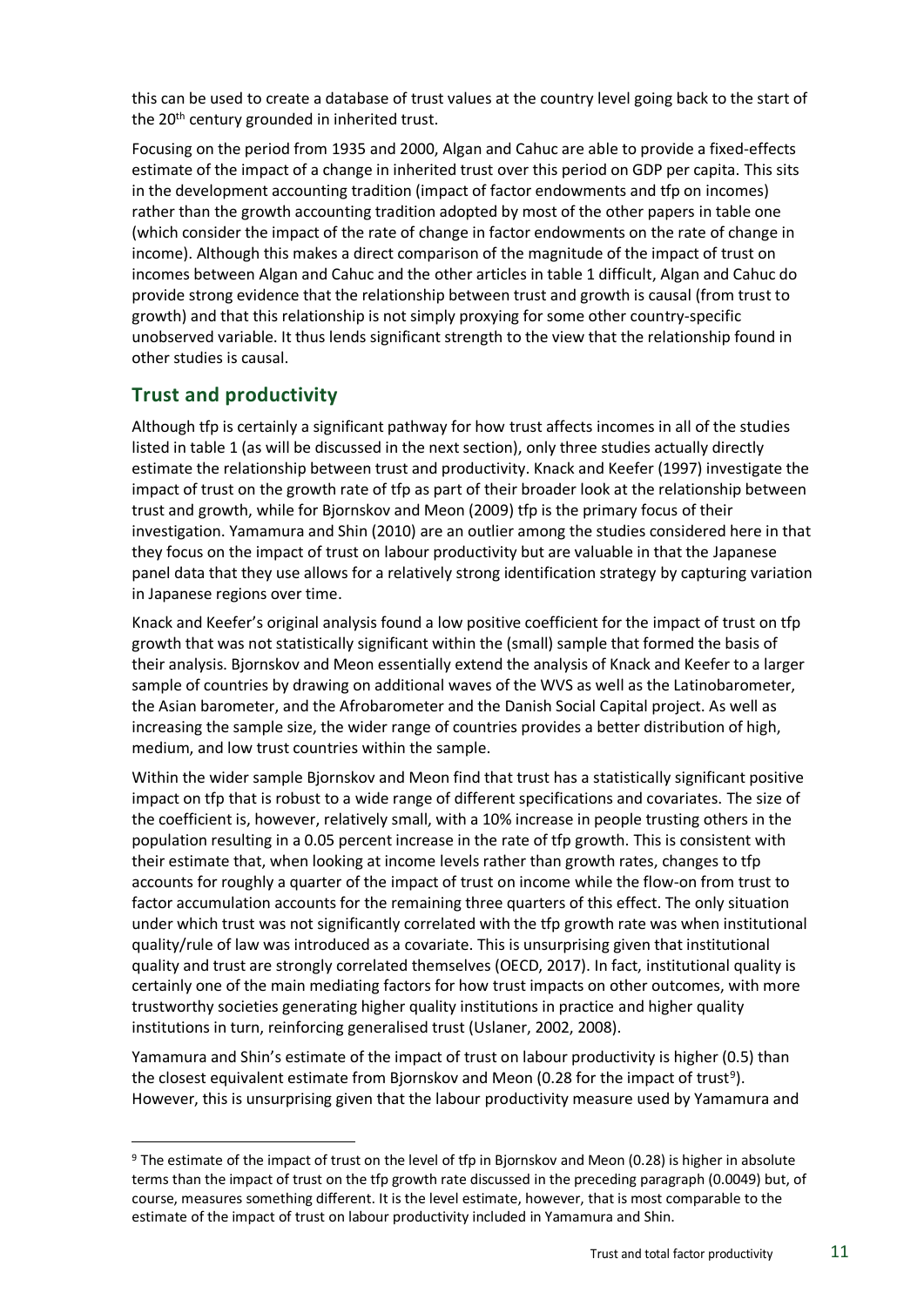this can be used to create a database of trust values at the country level going back to the start of the 20th century grounded in inherited trust.

Focusing on the period from 1935 and 2000, Algan and Cahuc are able to provide a fixed-effects estimate of the impact of a change in inherited trust over this period on GDP per capita. This sits in the development accounting tradition (impact of factor endowments and tfp on incomes) rather than the growth accounting tradition adopted by most of the other papers in table one (which consider the impact of the rate of change in factor endowments on the rate of change in income). Although this makes a direct comparison of the magnitude of the impact of trust on incomes between Algan and Cahuc and the other articles in table 1 difficult, Algan and Cahuc do provide strong evidence that the relationship between trust and growth is causal (from trust to growth) and that this relationship is not simply proxying for some other country-specific unobserved variable. It thus lends significant strength to the view that the relationship found in other studies is causal.

## Trust and productivity

Although tfp is certainly a significant pathway for how trust affects incomes in all of the studies listed in table 1 (as will be discussed in the next section), only three studies actually directly estimate the relationship between trust and productivity. Knack and Keefer (1997) investigate the impact of trust on the growth rate of tfp as part of their broader look at the relationship between trust and growth, while for Bjornskov and Meon (2009) tfp is the primary focus of their investigation. Yamamura and Shin (2010) are an outlier among the studies considered here in that they focus on the impact of trust on labour productivity but are valuable in that the Japanese panel data that they use allows for a relatively strong identification strategy by capturing variation in Japanese regions over time.

Knack and Keefer's original analysis found a low positive coefficient for the impact of trust on tfp growth that was not statistically significant within the (small) sample that formed the basis of their analysis. Bjornskov and Meon essentially extend the analysis of Knack and Keefer to a larger sample of countries by drawing on additional waves of the WVS as well as the Latinobarometer, the Asian barometer, and the Afrobarometer and the Danish Social Capital project. As well as increasing the sample size, the wider range of countries provides a better distribution of high, medium, and low trust countries within the sample.

Within the wider sample Bjornskov and Meon find that trust has a statistically significant positive impact on tfp that is robust to a wide range of different specifications and covariates. The size of the coefficient is, however, relatively small, with a 10% increase in people trusting others in the population resulting in a 0.05 percent increase in the rate of tfp growth. This is consistent with their estimate that, when looking at income levels rather than growth rates, changes to tfp accounts for roughly a quarter of the impact of trust on income while the flow-on from trust to factor accumulation accounts for the remaining three quarters of this effect. The only situation under which trust was not significantly correlated with the tfp growth rate was when institutional quality/rule of law was introduced as a covariate. This is unsurprising given that institutional quality and trust are strongly correlated themselves (OECD, 2017). In fact, institutional quality is certainly one of the main mediating factors for how trust impacts on other outcomes, with more trustworthy societies generating higher quality institutions in practice and higher quality institutions in turn, reinforcing generalised trust (Uslaner, 2002, 2008).

Yamamura and Shin's estimate of the impact of trust on labour productivity is higher (0.5) than the closest equivalent estimate from Bjornskov and Meon (0.28 for the impact of trust[9]). However, this is unsurprising given that the labour productivity measure used by Yamamura and

[9] The estimate of the impact of trust on the level of tfp in Bjornskov and Meon (0.28) is higher in absolute terms than the impact of trust on the tfp growth rate discussed in the preceding paragraph (0.0049) but, of course, measures something different. It is the level estimate, however, that is most comparable to the estimate of the impact of trust on labour productivity included in Yamamura and Shin.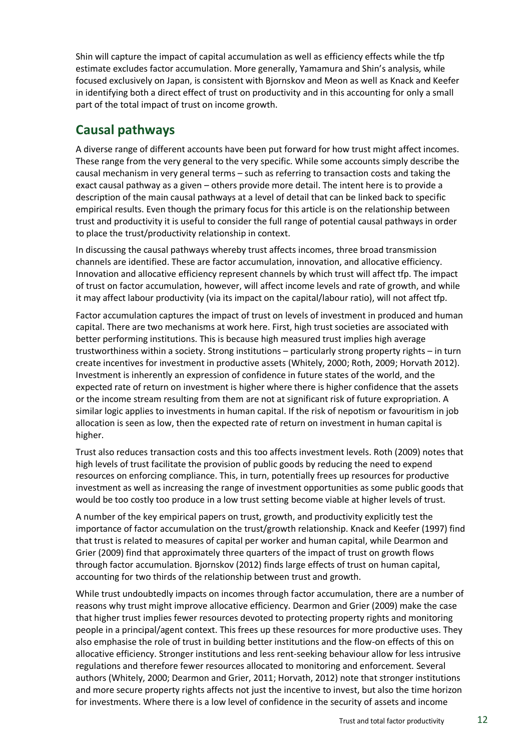Shin will capture the impact of capital accumulation as well as efficiency effects while the tfp estimate excludes factor accumulation. More generally, Yamamura and Shin's analysis, while focused exclusively on Japan, is consistent with Bjornskov and Meon as well as Knack and Keefer in identifying both a direct effect of trust on productivity and in this accounting for only a small part of the total impact of trust on income growth.

## Causal pathways

A diverse range of different accounts have been put forward for how trust might affect incomes. These range from the very general to the very specific. While some accounts simply describe the causal mechanism in very general terms – such as referring to transaction costs and taking the exact causal pathway as a given – others provide more detail. The intent here is to provide a description of the main causal pathways at a level of detail that can be linked back to specific empirical results. Even though the primary focus for this article is on the relationship between trust and productivity it is useful to consider the full range of potential causal pathways in order to place the trust/productivity relationship in context.

In discussing the causal pathways whereby trust affects incomes, three broad transmission channels are identified. These are factor accumulation, innovation, and allocative efficiency. Innovation and allocative efficiency represent channels by which trust will affect tfp. The impact of trust on factor accumulation, however, will affect income levels and rate of growth, and while it may affect labour productivity (via its impact on the capital/labour ratio), will not affect tfp.

Factor accumulation captures the impact of trust on levels of investment in produced and human capital. There are two mechanisms at work here. First, high trust societies are associated with better performing institutions. This is because high measured trust implies high average trustworthiness within a society. Strong institutions – particularly strong property rights – in turn create incentives for investment in productive assets (Whitely, 2000; Roth, 2009; Horvath 2012). Investment is inherently an expression of confidence in future states of the world, and the expected rate of return on investment is higher where there is higher confidence that the assets or the income stream resulting from them are not at significant risk of future expropriation. A similar logic applies to investments in human capital. If the risk of nepotism or favouritism in job allocation is seen as low, then the expected rate of return on investment in human capital is higher.

Trust also reduces transaction costs and this too affects investment levels. Roth (2009) notes that high levels of trust facilitate the provision of public goods by reducing the need to expend resources on enforcing compliance. This, in turn, potentially frees up resources for productive investment as well as increasing the range of investment opportunities as some public goods that would be too costly too produce in a low trust setting become viable at higher levels of trust.

A number of the key empirical papers on trust, growth, and productivity explicitly test the importance of factor accumulation on the trust/growth relationship. Knack and Keefer (1997) find that trust is related to measures of capital per worker and human capital, while Dearmon and Grier (2009) find that approximately three quarters of the impact of trust on growth flows through factor accumulation. Bjornskov (2012) finds large effects of trust on human capital, accounting for two thirds of the relationship between trust and growth.

While trust undoubtedly impacts on incomes through factor accumulation, there are a number of reasons why trust might improve allocative efficiency. Dearmon and Grier (2009) make the case that higher trust implies fewer resources devoted to protecting property rights and monitoring people in a principal/agent context. This frees up these resources for more productive uses. They also emphasise the role of trust in building better institutions and the flow-on effects of this on allocative efficiency. Stronger institutions and less rent-seeking behaviour allow for less intrusive regulations and therefore fewer resources allocated to monitoring and enforcement. Several authors (Whitely, 2000; Dearmon and Grier, 2011; Horvath, 2012) note that stronger institutions and more secure property rights affects not just the incentive to invest, but also the time horizon for investments. Where there is a low level of confidence in the security of assets and income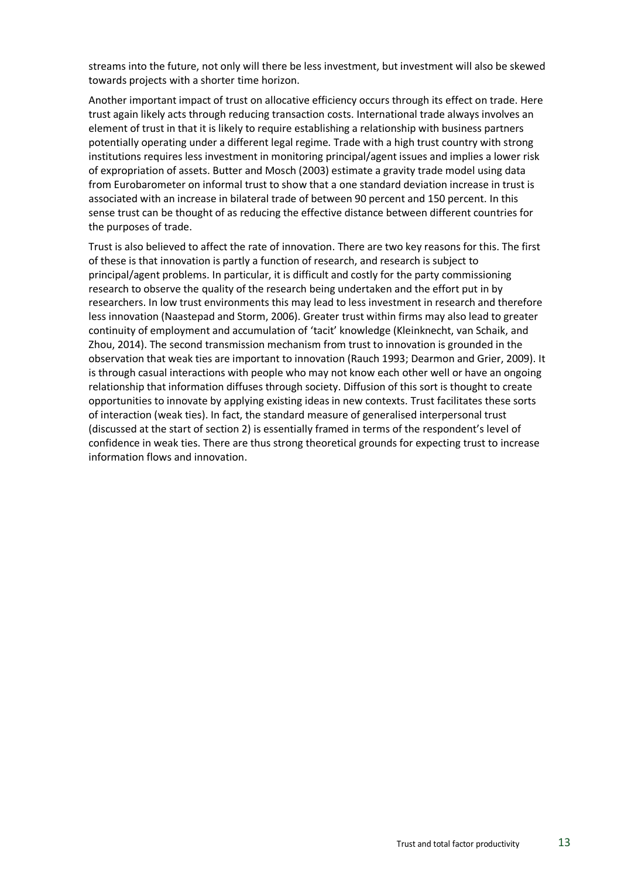streams into the future, not only will there be less investment, but investment will also be skewed towards projects with a shorter time horizon.

Another important impact of trust on allocative efficiency occurs through its effect on trade. Here trust again likely acts through reducing transaction costs. International trade always involves an element of trust in that it is likely to require establishing a relationship with business partners potentially operating under a different legal regime. Trade with a high trust country with strong institutions requires less investment in monitoring principal/agent issues and implies a lower risk of expropriation of assets. Butter and Mosch (2003) estimate a gravity trade model using data from Eurobarometer on informal trust to show that a one standard deviation increase in trust is associated with an increase in bilateral trade of between 90 percent and 150 percent. In this sense trust can be thought of as reducing the effective distance between different countries for the purposes of trade.

Trust is also believed to affect the rate of innovation. There are two key reasons for this. The first of these is that innovation is partly a function of research, and research is subject to principal/agent problems. In particular, it is difficult and costly for the party commissioning research to observe the quality of the research being undertaken and the effort put in by researchers. In low trust environments this may lead to less investment in research and therefore less innovation (Naastepad and Storm, 2006). Greater trust within firms may also lead to greater continuity of employment and accumulation of 'tacit' knowledge (Kleinknecht, van Schaik, and Zhou, 2014). The second transmission mechanism from trust to innovation is grounded in the observation that weak ties are important to innovation (Rauch 1993; Dearmon and Grier, 2009). It is through casual interactions with people who may not know each other well or have an ongoing relationship that information diffuses through society. Diffusion of this sort is thought to create opportunities to innovate by applying existing ideas in new contexts. Trust facilitates these sorts of interaction (weak ties). In fact, the standard measure of generalised interpersonal trust (discussed at the start of section 2) is essentially framed in terms of the respondent's level of confidence in weak ties. There are thus strong theoretical grounds for expecting trust to increase information flows and innovation.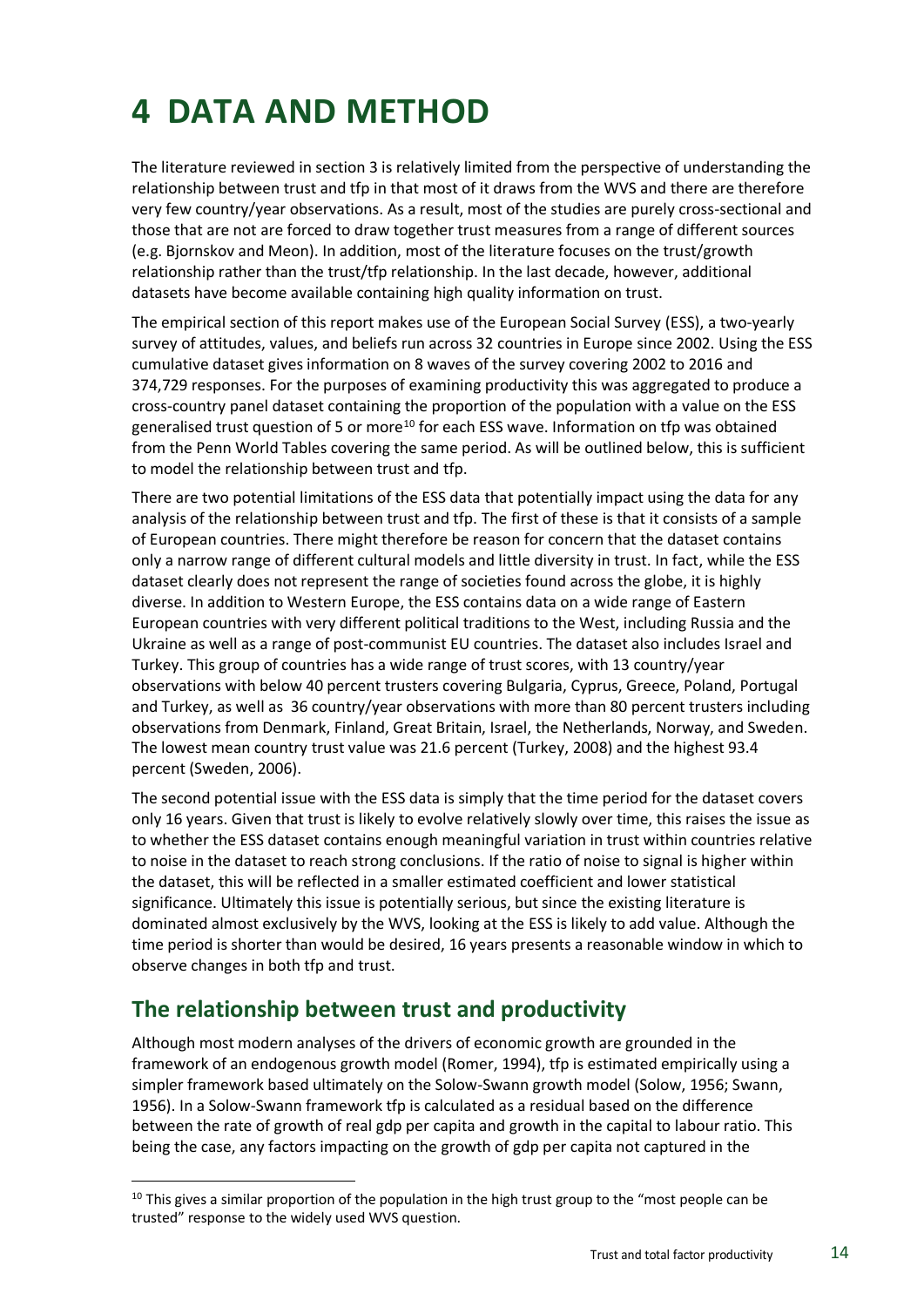# 4 DATA AND METHOD

The literature reviewed in section 3 is relatively limited from the perspective of understanding the relationship between trust and tfp in that most of it draws from the WVS and there are therefore very few country/year observations. As a result, most of the studies are purely cross-sectional and those that are not are forced to draw together trust measures from a range of different sources (e.g. Bjornskov and Meon). In addition, most of the literature focuses on the trust/growth relationship rather than the trust/tfp relationship. In the last decade, however, additional datasets have become available containing high quality information on trust.

The empirical section of this report makes use of the European Social Survey (ESS), a two-yearly survey of attitudes, values, and beliefs run across 32 countries in Europe since 2002. Using the ESS cumulative dataset gives information on 8 waves of the survey covering 2002 to 2016 and 374,729 responses. For the purposes of examining productivity this was aggregated to produce a cross-country panel dataset containing the proportion of the population with a value on the ESS generalised trust question of 5 or more[10] for each ESS wave. Information on tfp was obtained from the Penn World Tables covering the same period. As will be outlined below, this is sufficient to model the relationship between trust and tfp.

There are two potential limitations of the ESS data that potentially impact using the data for any analysis of the relationship between trust and tfp. The first of these is that it consists of a sample of European countries. There might therefore be reason for concern that the dataset contains only a narrow range of different cultural models and little diversity in trust. In fact, while the ESS dataset clearly does not represent the range of societies found across the globe, it is highly diverse. In addition to Western Europe, the ESS contains data on a wide range of Eastern European countries with very different political traditions to the West, including Russia and the Ukraine as well as a range of post-communist EU countries. The dataset also includes Israel and Turkey. This group of countries has a wide range of trust scores, with 13 country/year observations with below 40 percent trusters covering Bulgaria, Cyprus, Greece, Poland, Portugal and Turkey, as well as 36 country/year observations with more than 80 percent trusters including observations from Denmark, Finland, Great Britain, Israel, the Netherlands, Norway, and Sweden. The lowest mean country trust value was 21.6 percent (Turkey, 2008) and the highest 93.4 percent (Sweden, 2006).

The second potential issue with the ESS data is simply that the time period for the dataset covers only 16 years. Given that trust is likely to evolve relatively slowly over time, this raises the issue as to whether the ESS dataset contains enough meaningful variation in trust within countries relative to noise in the dataset to reach strong conclusions. If the ratio of noise to signal is higher within the dataset, this will be reflected in a smaller estimated coefficient and lower statistical significance. Ultimately this issue is potentially serious, but since the existing literature is dominated almost exclusively by the WVS, looking at the ESS is likely to add value. Although the time period is shorter than would be desired, 16 years presents a reasonable window in which to observe changes in both tfp and trust.

## The relationship between trust and productivity

Although most modern analyses of the drivers of economic growth are grounded in the framework of an endogenous growth model (Romer, 1994), tfp is estimated empirically using a simpler framework based ultimately on the Solow-Swann growth model (Solow, 1956; Swann, 1956). In a Solow-Swann framework tfp is calculated as a residual based on the difference between the rate of growth of real gdp per capita and growth in the capital to labour ratio. This being the case, any factors impacting on the growth of gdp per capita not captured in the

[10] This gives a similar proportion of the population in the high trust group to the "most people can be trusted" response to the widely used WVS question.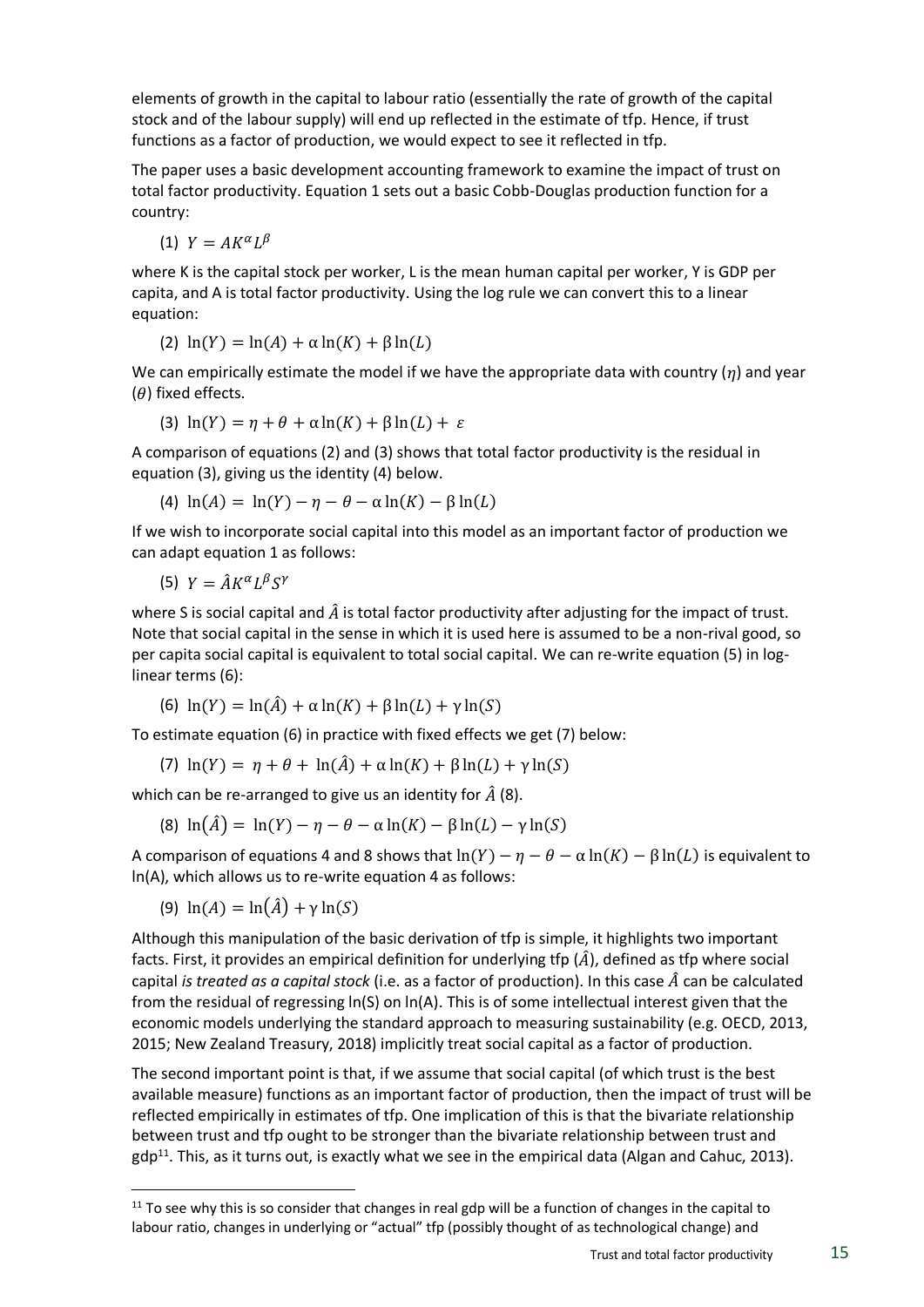elements of growth in the capital to labour ratio (essentially the rate of growth of the capital stock and of the labour supply) will end up reflected in the estimate of tfp. Hence, if trust functions as a factor of production, we would expect to see it reflected in tfp.

The paper uses a basic development accounting framework to examine the impact of trust on total factor productivity. Equation 1 sets out a basic Cobb-Douglas production function for a country:

$$(1)\ \ Y = AK^{\alpha}L^{\beta}$$

where K is the capital stock per worker, L is the mean human capital per worker, Y is GDP per capita, and A is total factor productivity. Using the log rule we can convert this to a linear equation:

$$(2)\ \ \ln(Y) = \ln(A) + \alpha\ln(K) + \beta\ln(L)$$

We can empirically estimate the model if we have the appropriate data with country ($\eta$) and year ($\theta$) fixed effects.

$$(3)\ \ \ln(Y) = \eta + \theta + \alpha\ln(K) + \beta\ln(L) + \varepsilon$$

A comparison of equations (2) and (3) shows that total factor productivity is the residual in equation (3), giving us the identity (4) below.

$$(4)\ \ \ln(A) = \ln(Y) - \eta - \theta - \alpha\ln(K) - \beta\ln(L)$$

If we wish to incorporate social capital into this model as an important factor of production we can adapt equation 1 as follows:

$$(5)\ \ Y = \hat{A}K^{\alpha}L^{\beta}S^{\gamma}$$

where S is social capital and $\hat{A}$ is total factor productivity after adjusting for the impact of trust. Note that social capital in the sense in which it is used here is assumed to be a non-rival good, so per capita social capital is equivalent to total social capital. We can re-write equation (5) in log-linear terms (6):

$$(6)\ \ \ln(Y) = \ln(\hat{A}) + \alpha\ln(K) + \beta\ln(L) + \gamma\ln(S)$$

To estimate equation (6) in practice with fixed effects we get (7) below:

$$(7)\ \ \ln(Y) = \eta + \theta + \ln(\hat{A}) + \alpha\ln(K) + \beta\ln(L) + \gamma\ln(S)$$

which can be re-arranged to give us an identity for $\hat{A}$ (8).

$$(8)\ \ \ln(\hat{A}) = \ln(Y) - \eta - \theta - \alpha\ln(K) - \beta\ln(L) - \gamma\ln(S)$$

A comparison of equations 4 and 8 shows that $\ln(Y) - \eta - \theta - \alpha\ln(K) - \beta\ln(L)$ is equivalent to ln(A), which allows us to re-write equation 4 as follows:

$$(9)\ \ \ln(A) = \ln(\hat{A}) + \gamma\ln(S)$$

Although this manipulation of the basic derivation of tfp is simple, it highlights two important facts. First, it provides an empirical definition for underlying tfp ($\hat{A}$), defined as tfp where social capital *is treated as a capital stock* (i.e. as a factor of production). In this case $\hat{A}$ can be calculated from the residual of regressing ln(S) on ln(A). This is of some intellectual interest given that the economic models underlying the standard approach to measuring sustainability (e.g. OECD, 2013, 2015; New Zealand Treasury, 2018) implicitly treat social capital as a factor of production.

The second important point is that, if we assume that social capital (of which trust is the best available measure) functions as an important factor of production, then the impact of trust will be reflected empirically in estimates of tfp. One implication of this is that the bivariate relationship between trust and tfp ought to be stronger than the bivariate relationship between trust and gdp[11]. This, as it turns out, is exactly what we see in the empirical data (Algan and Cahuc, 2013).

[11] To see why this is so consider that changes in real gdp will be a function of changes in the capital to labour ratio, changes in underlying or "actual" tfp (possibly thought of as technological change) and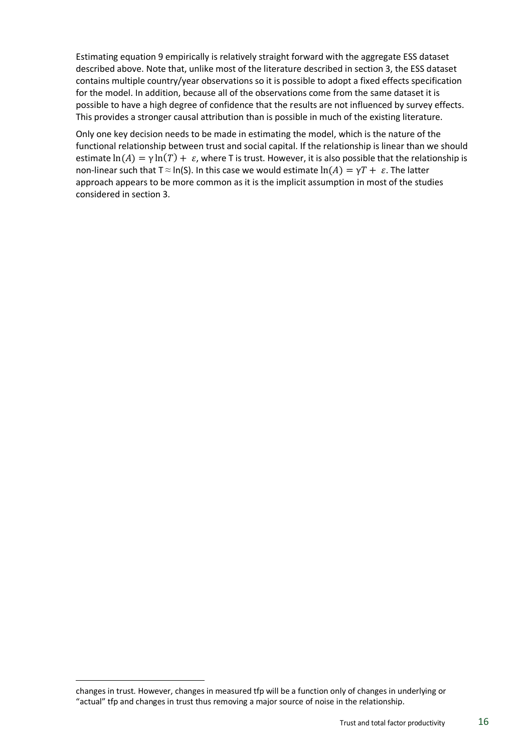Estimating equation 9 empirically is relatively straight forward with the aggregate ESS dataset described above. Note that, unlike most of the literature described in section 3, the ESS dataset contains multiple country/year observations so it is possible to adopt a fixed effects specification for the model. In addition, because all of the observations come from the same dataset it is possible to have a high degree of confidence that the results are not influenced by survey effects. This provides a stronger causal attribution than is possible in much of the existing literature.

Only one key decision needs to be made in estimating the model, which is the nature of the functional relationship between trust and social capital. If the relationship is linear than we should estimate $\ln(A) = \gamma \ln(T) + \varepsilon$, where T is trust. However, it is also possible that the relationship is non-linear such that $T \approx \ln(S)$. In this case we would estimate $\ln(A) = \gamma T + \varepsilon$. The latter approach appears to be more common as it is the implicit assumption in most of the studies considered in section 3.

changes in trust. However, changes in measured tfp will be a function only of changes in underlying or "actual" tfp and changes in trust thus removing a major source of noise in the relationship.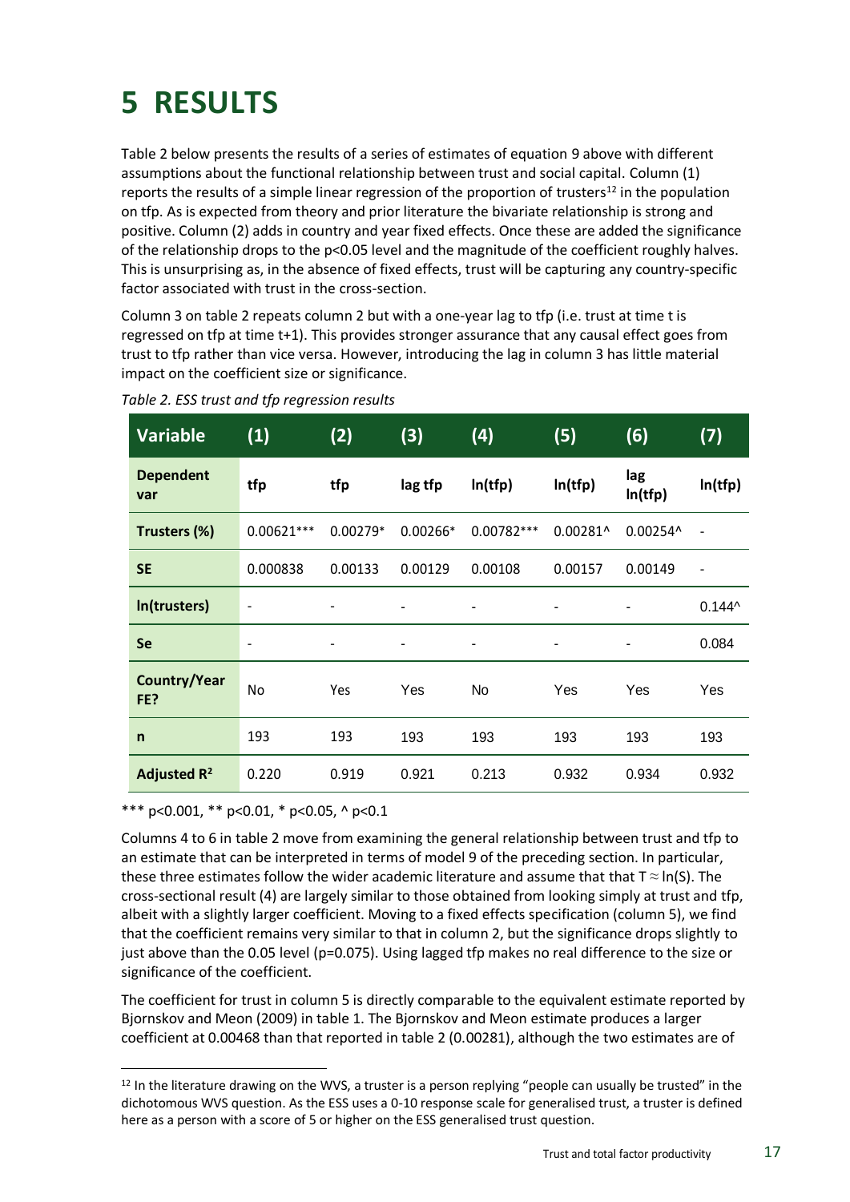# 5 RESULTS

Table 2 below presents the results of a series of estimates of equation 9 above with different assumptions about the functional relationship between trust and social capital. Column (1) reports the results of a simple linear regression of the proportion of trusters[12] in the population on tfp. As is expected from theory and prior literature the bivariate relationship is strong and positive. Column (2) adds in country and year fixed effects. Once these are added the significance of the relationship drops to the p<0.05 level and the magnitude of the coefficient roughly halves. This is unsurprising as, in the absence of fixed effects, trust will be capturing any country-specific factor associated with trust in the cross-section.

Column 3 on table 2 repeats column 2 but with a one-year lag to tfp (i.e. trust at time t is regressed on tfp at time t+1). This provides stronger assurance that any causal effect goes from trust to tfp rather than vice versa. However, introducing the lag in column 3 has little material impact on the coefficient size or significance.

*Table 2. ESS trust and tfp regression results*

| Variable | (1) | (2) | (3) | (4) | (5) | (6) | (7) |
|---|---|---|---|---|---|---|---|
| **Dependent var** | tfp | tfp | lag tfp | ln(tfp) | ln(tfp) | lag ln(tfp) | ln(tfp) |
| **Trusters (%)** | 0.00621*** | 0.00279* | 0.00266* | 0.00782*** | 0.00281^ | 0.00254^ | - |
| **SE** | 0.000838 | 0.00133 | 0.00129 | 0.00108 | 0.00157 | 0.00149 | - |
| **ln(trusters)** | - | - | - | - | - | - | 0.144^ |
| **Se** | - | - | - | - | - | - | 0.084 |
| **Country/Year FE?** | No | Yes | Yes | No | Yes | Yes | Yes |
| **n** | 193 | 193 | 193 | 193 | 193 | 193 | 193 |
| **Adjusted $R^2$** | 0.220 | 0.919 | 0.921 | 0.213 | 0.932 | 0.934 | 0.932 |

*** p<0.001, ** p<0.01, * p<0.05, ^ p<0.1

Columns 4 to 6 in table 2 move from examining the general relationship between trust and tfp to an estimate that can be interpreted in terms of model 9 of the preceding section. In particular, these three estimates follow the wider academic literature and assume that that $T \approx \ln(S)$. The cross-sectional result (4) are largely similar to those obtained from looking simply at trust and tfp, albeit with a slightly larger coefficient. Moving to a fixed effects specification (column 5), we find that the coefficient remains very similar to that in column 2, but the significance drops slightly to just above than the 0.05 level (p=0.075). Using lagged tfp makes no real difference to the size or significance of the coefficient.

The coefficient for trust in column 5 is directly comparable to the equivalent estimate reported by Bjornskov and Meon (2009) in table 1. The Bjornskov and Meon estimate produces a larger coefficient at 0.00468 than that reported in table 2 (0.00281), although the two estimates are of

[12] In the literature drawing on the WVS, a truster is a person replying "people can usually be trusted" in the dichotomous WVS question. As the ESS uses a 0-10 response scale for generalised trust, a truster is defined here as a person with a score of 5 or higher on the ESS generalised trust question.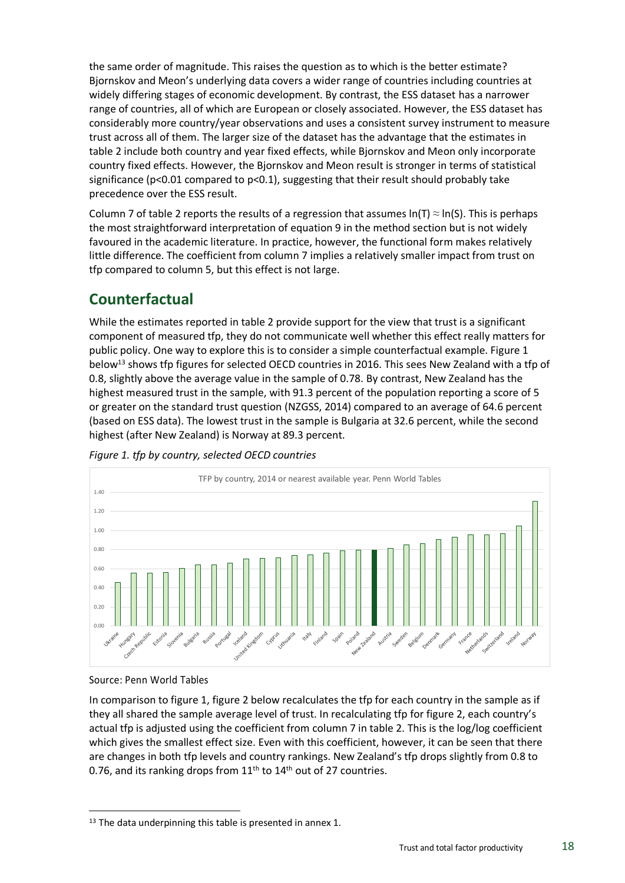the same order of magnitude. This raises the question as to which is the better estimate? Bjornskov and Meon's underlying data covers a wider range of countries including countries at widely differing stages of economic development. By contrast, the ESS dataset has a narrower range of countries, all of which are European or closely associated. However, the ESS dataset has considerably more country/year observations and uses a consistent survey instrument to measure trust across all of them. The larger size of the dataset has the advantage that the estimates in table 2 include both country and year fixed effects, while Bjornskov and Meon only incorporate country fixed effects. However, the Bjornskov and Meon result is stronger in terms of statistical significance ($p<0.01$ compared to $p<0.1$), suggesting that their result should probably take precedence over the ESS result.

Column 7 of table 2 reports the results of a regression that assumes $\ln(T) \approx \ln(S)$. This is perhaps the most straightforward interpretation of equation 9 in the method section but is not widely favoured in the academic literature. In practice, however, the functional form makes relatively little difference. The coefficient from column 7 implies a relatively smaller impact from trust on tfp compared to column 5, but this effect is not large.

## Counterfactual

While the estimates reported in table 2 provide support for the view that trust is a significant component of measured tfp, they do not communicate well whether this effect really matters for public policy. One way to explore this is to consider a simple counterfactual example. Figure 1 below[13] shows tfp figures for selected OECD countries in 2016. This sees New Zealand with a tfp of 0.8, slightly above the average value in the sample of 0.78. By contrast, New Zealand has the highest measured trust in the sample, with 91.3 percent of the population reporting a score of 5 or greater on the standard trust question (NZGSS, 2014) compared to an average of 64.6 percent (based on ESS data). The lowest trust in the sample is Bulgaria at 32.6 percent, while the second highest (after New Zealand) is Norway at 89.3 percent.

*Figure 1. tfp by country, selected OECD countries*

TFP by country, 2014 or nearest available year. Penn World Tables

Source: Penn World Tables

In comparison to figure 1, figure 2 below recalculates the tfp for each country in the sample as if they all shared the sample average level of trust. In recalculating tfp for figure 2, each country's actual tfp is adjusted using the coefficient from column 7 in table 2. This is the log/log coefficient which gives the smallest effect size. Even with this coefficient, however, it can be seen that there are changes in both tfp levels and country rankings. New Zealand's tfp drops slightly from 0.8 to 0.76, and its ranking drops from 11th to 14th out of 27 countries.

[13] The data underpinning this table is presented in annex 1.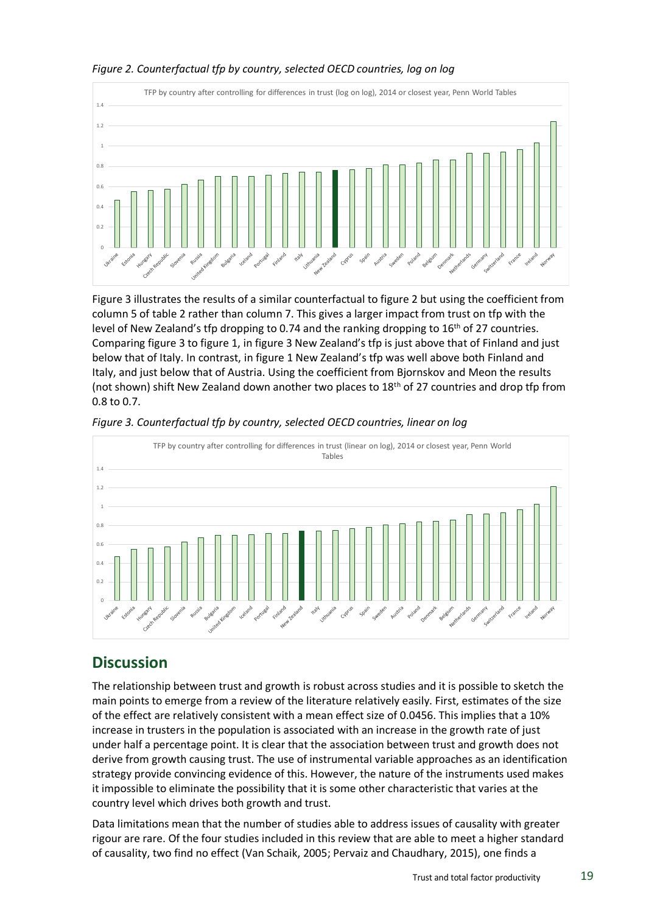*Figure 2. Counterfactual tfp by country, selected OECD countries, log on log*

Figure 3 illustrates the results of a similar counterfactual to figure 2 but using the coefficient from column 5 of table 2 rather than column 7. This gives a larger impact from trust on tfp with the level of New Zealand's tfp dropping to 0.74 and the ranking dropping to 16th of 27 countries. Comparing figure 3 to figure 1, in figure 3 New Zealand's tfp is just above that of Finland and just below that of Italy. In contrast, in figure 1 New Zealand's tfp was well above both Finland and Italy, and just below that of Austria. Using the coefficient from Bjornskov and Meon the results (not shown) shift New Zealand down another two places to 18th of 27 countries and drop tfp from 0.8 to 0.7.

*Figure 3. Counterfactual tfp by country, selected OECD countries, linear on log*

## Discussion

The relationship between trust and growth is robust across studies and it is possible to sketch the main points to emerge from a review of the literature relatively easily. First, estimates of the size of the effect are relatively consistent with a mean effect size of 0.0456. This implies that a 10% increase in trusters in the population is associated with an increase in the growth rate of just under half a percentage point. It is clear that the association between trust and growth does not derive from growth causing trust. The use of instrumental variable approaches as an identification strategy provide convincing evidence of this. However, the nature of the instruments used makes it impossible to eliminate the possibility that it is some other characteristic that varies at the country level which drives both growth and trust.

Data limitations mean that the number of studies able to address issues of causality with greater rigour are rare. Of the four studies included in this review that are able to meet a higher standard of causality, two find no effect (Van Schaik, 2005; Pervaiz and Chaudhary, 2015), one finds a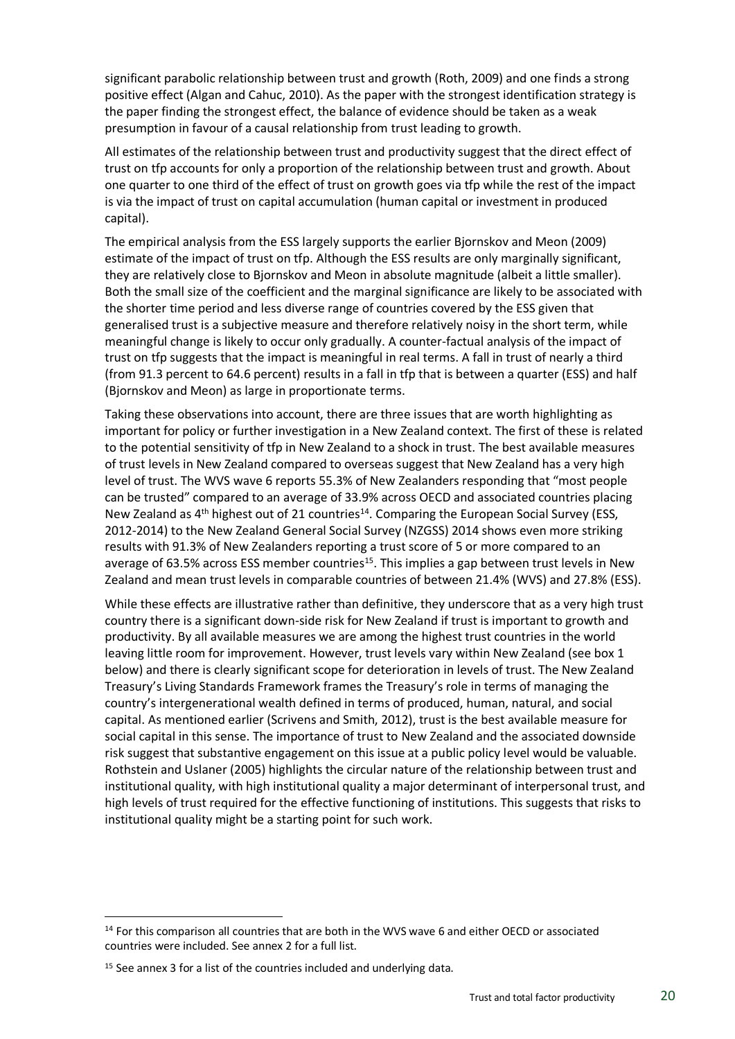significant parabolic relationship between trust and growth (Roth, 2009) and one finds a strong positive effect (Algan and Cahuc, 2010). As the paper with the strongest identification strategy is the paper finding the strongest effect, the balance of evidence should be taken as a weak presumption in favour of a causal relationship from trust leading to growth.

All estimates of the relationship between trust and productivity suggest that the direct effect of trust on tfp accounts for only a proportion of the relationship between trust and growth. About one quarter to one third of the effect of trust on growth goes via tfp while the rest of the impact is via the impact of trust on capital accumulation (human capital or investment in produced capital).

The empirical analysis from the ESS largely supports the earlier Bjornskov and Meon (2009) estimate of the impact of trust on tfp. Although the ESS results are only marginally significant, they are relatively close to Bjornskov and Meon in absolute magnitude (albeit a little smaller). Both the small size of the coefficient and the marginal significance are likely to be associated with the shorter time period and less diverse range of countries covered by the ESS given that generalised trust is a subjective measure and therefore relatively noisy in the short term, while meaningful change is likely to occur only gradually. A counter-factual analysis of the impact of trust on tfp suggests that the impact is meaningful in real terms. A fall in trust of nearly a third (from 91.3 percent to 64.6 percent) results in a fall in tfp that is between a quarter (ESS) and half (Bjornskov and Meon) as large in proportionate terms.

Taking these observations into account, there are three issues that are worth highlighting as important for policy or further investigation in a New Zealand context. The first of these is related to the potential sensitivity of tfp in New Zealand to a shock in trust. The best available measures of trust levels in New Zealand compared to overseas suggest that New Zealand has a very high level of trust. The WVS wave 6 reports 55.3% of New Zealanders responding that "most people can be trusted" compared to an average of 33.9% across OECD and associated countries placing New Zealand as 4th highest out of 21 countries[14]. Comparing the European Social Survey (ESS, 2012-2014) to the New Zealand General Social Survey (NZGSS) 2014 shows even more striking results with 91.3% of New Zealanders reporting a trust score of 5 or more compared to an average of 63.5% across ESS member countries[15]. This implies a gap between trust levels in New Zealand and mean trust levels in comparable countries of between 21.4% (WVS) and 27.8% (ESS).

While these effects are illustrative rather than definitive, they underscore that as a very high trust country there is a significant down-side risk for New Zealand if trust is important to growth and productivity. By all available measures we are among the highest trust countries in the world leaving little room for improvement. However, trust levels vary within New Zealand (see box 1 below) and there is clearly significant scope for deterioration in levels of trust. The New Zealand Treasury's Living Standards Framework frames the Treasury's role in terms of managing the country's intergenerational wealth defined in terms of produced, human, natural, and social capital. As mentioned earlier (Scrivens and Smith, 2012), trust is the best available measure for social capital in this sense. The importance of trust to New Zealand and the associated downside risk suggest that substantive engagement on this issue at a public policy level would be valuable. Rothstein and Uslaner (2005) highlights the circular nature of the relationship between trust and institutional quality, with high institutional quality a major determinant of interpersonal trust, and high levels of trust required for the effective functioning of institutions. This suggests that risks to institutional quality might be a starting point for such work.

---

[14] For this comparison all countries that are both in the WVS wave 6 and either OECD or associated countries were included. See annex 2 for a full list.

[15] See annex 3 for a list of the countries included and underlying data.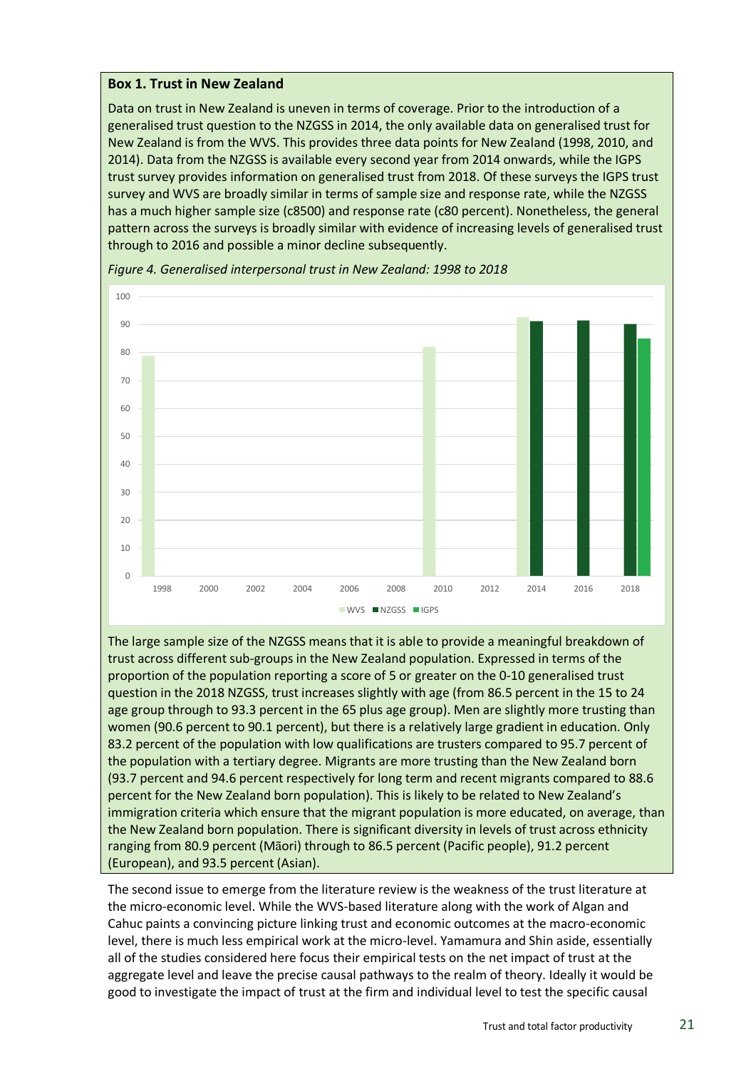**Box 1. Trust in New Zealand**

Data on trust in New Zealand is uneven in terms of coverage. Prior to the introduction of a generalised trust question to the NZGSS in 2014, the only available data on generalised trust for New Zealand is from the WVS. This provides three data points for New Zealand (1998, 2010, and 2014). Data from the NZGSS is available every second year from 2014 onwards, while the IGPS trust survey provides information on generalised trust from 2018. Of these surveys the IGPS trust survey and WVS are broadly similar in terms of sample size and response rate, while the NZGSS has a much higher sample size (c8500) and response rate (c80 percent). Nonetheless, the general pattern across the surveys is broadly similar with evidence of increasing levels of generalised trust through to 2016 and possible a minor decline subsequently.

*Figure 4. Generalised interpersonal trust in New Zealand: 1998 to 2018*

The large sample size of the NZGSS means that it is able to provide a meaningful breakdown of trust across different sub-groups in the New Zealand population. Expressed in terms of the proportion of the population reporting a score of 5 or greater on the 0-10 generalised trust question in the 2018 NZGSS, trust increases slightly with age (from 86.5 percent in the 15 to 24 age group through to 93.3 percent in the 65 plus age group). Men are slightly more trusting than women (90.6 percent to 90.1 percent), but there is a relatively large gradient in education. Only 83.2 percent of the population with low qualifications are trusters compared to 95.7 percent of the population with a tertiary degree. Migrants are more trusting than the New Zealand born (93.7 percent and 94.6 percent respectively for long term and recent migrants compared to 88.6 percent for the New Zealand born population). This is likely to be related to New Zealand's immigration criteria which ensure that the migrant population is more educated, on average, than the New Zealand born population. There is significant diversity in levels of trust across ethnicity ranging from 80.9 percent (Māori) through to 86.5 percent (Pacific people), 91.2 percent (European), and 93.5 percent (Asian).

The second issue to emerge from the literature review is the weakness of the trust literature at the micro-economic level. While the WVS-based literature along with the work of Algan and Cahuc paints a convincing picture linking trust and economic outcomes at the macro-economic level, there is much less empirical work at the micro-level. Yamamura and Shin aside, essentially all of the studies considered here focus their empirical tests on the net impact of trust at the aggregate level and leave the precise causal pathways to the realm of theory. Ideally it would be good to investigate the impact of trust at the firm and individual level to test the specific causal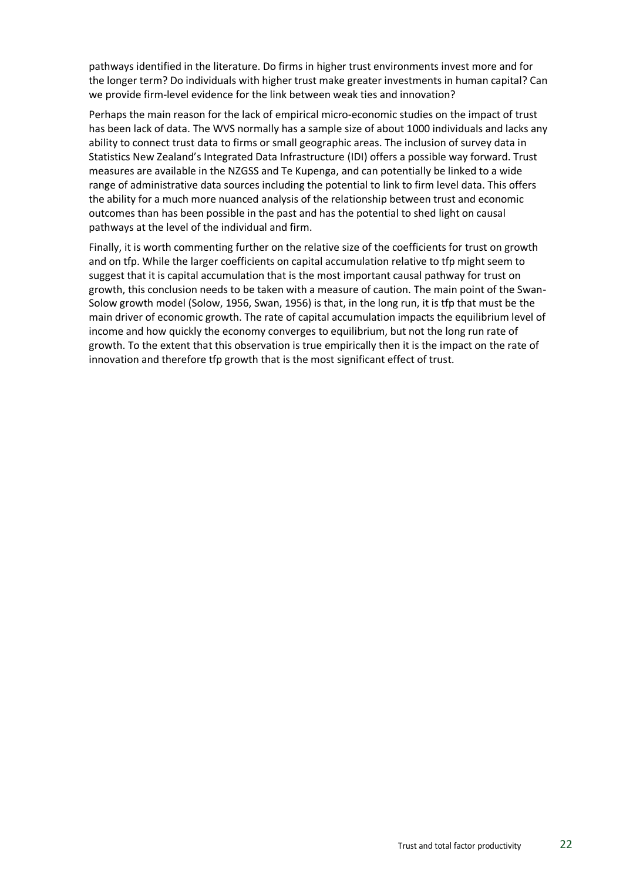pathways identified in the literature. Do firms in higher trust environments invest more and for the longer term? Do individuals with higher trust make greater investments in human capital? Can we provide firm-level evidence for the link between weak ties and innovation?

Perhaps the main reason for the lack of empirical micro-economic studies on the impact of trust has been lack of data. The WVS normally has a sample size of about 1000 individuals and lacks any ability to connect trust data to firms or small geographic areas. The inclusion of survey data in Statistics New Zealand's Integrated Data Infrastructure (IDI) offers a possible way forward. Trust measures are available in the NZGSS and Te Kupenga, and can potentially be linked to a wide range of administrative data sources including the potential to link to firm level data. This offers the ability for a much more nuanced analysis of the relationship between trust and economic outcomes than has been possible in the past and has the potential to shed light on causal pathways at the level of the individual and firm.

Finally, it is worth commenting further on the relative size of the coefficients for trust on growth and on tfp. While the larger coefficients on capital accumulation relative to tfp might seem to suggest that it is capital accumulation that is the most important causal pathway for trust on growth, this conclusion needs to be taken with a measure of caution. The main point of the Swan-Solow growth model (Solow, 1956, Swan, 1956) is that, in the long run, it is tfp that must be the main driver of economic growth. The rate of capital accumulation impacts the equilibrium level of income and how quickly the economy converges to equilibrium, but not the long run rate of growth. To the extent that this observation is true empirically then it is the impact on the rate of innovation and therefore tfp growth that is the most significant effect of trust.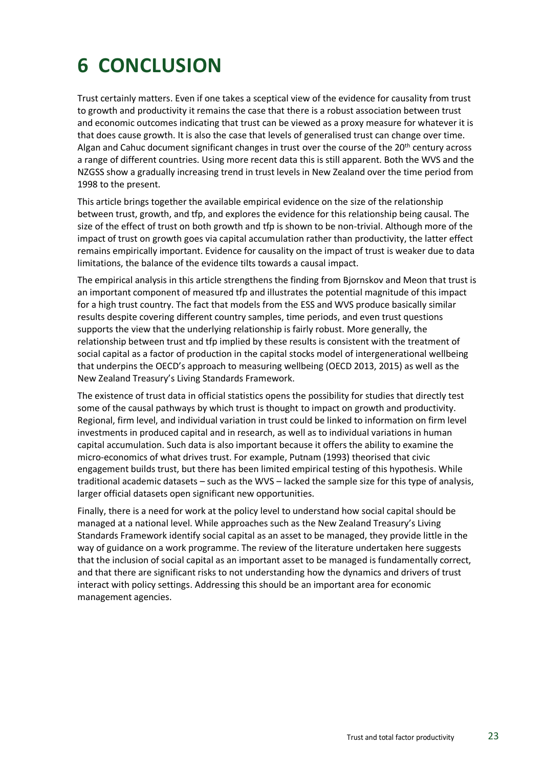# 6 CONCLUSION

Trust certainly matters. Even if one takes a sceptical view of the evidence for causality from trust to growth and productivity it remains the case that there is a robust association between trust and economic outcomes indicating that trust can be viewed as a proxy measure for whatever it is that does cause growth. It is also the case that levels of generalised trust can change over time. Algan and Cahuc document significant changes in trust over the course of the 20th century across a range of different countries. Using more recent data this is still apparent. Both the WVS and the NZGSS show a gradually increasing trend in trust levels in New Zealand over the time period from 1998 to the present.

This article brings together the available empirical evidence on the size of the relationship between trust, growth, and tfp, and explores the evidence for this relationship being causal. The size of the effect of trust on both growth and tfp is shown to be non-trivial. Although more of the impact of trust on growth goes via capital accumulation rather than productivity, the latter effect remains empirically important. Evidence for causality on the impact of trust is weaker due to data limitations, the balance of the evidence tilts towards a causal impact.

The empirical analysis in this article strengthens the finding from Bjornskov and Meon that trust is an important component of measured tfp and illustrates the potential magnitude of this impact for a high trust country. The fact that models from the ESS and WVS produce basically similar results despite covering different country samples, time periods, and even trust questions supports the view that the underlying relationship is fairly robust. More generally, the relationship between trust and tfp implied by these results is consistent with the treatment of social capital as a factor of production in the capital stocks model of intergenerational wellbeing that underpins the OECD's approach to measuring wellbeing (OECD 2013, 2015) as well as the New Zealand Treasury's Living Standards Framework.

The existence of trust data in official statistics opens the possibility for studies that directly test some of the causal pathways by which trust is thought to impact on growth and productivity. Regional, firm level, and individual variation in trust could be linked to information on firm level investments in produced capital and in research, as well as to individual variations in human capital accumulation. Such data is also important because it offers the ability to examine the micro-economics of what drives trust. For example, Putnam (1993) theorised that civic engagement builds trust, but there has been limited empirical testing of this hypothesis. While traditional academic datasets – such as the WVS – lacked the sample size for this type of analysis, larger official datasets open significant new opportunities.

Finally, there is a need for work at the policy level to understand how social capital should be managed at a national level. While approaches such as the New Zealand Treasury's Living Standards Framework identify social capital as an asset to be managed, they provide little in the way of guidance on a work programme. The review of the literature undertaken here suggests that the inclusion of social capital as an important asset to be managed is fundamentally correct, and that there are significant risks to not understanding how the dynamics and drivers of trust interact with policy settings. Addressing this should be an important area for economic management agencies.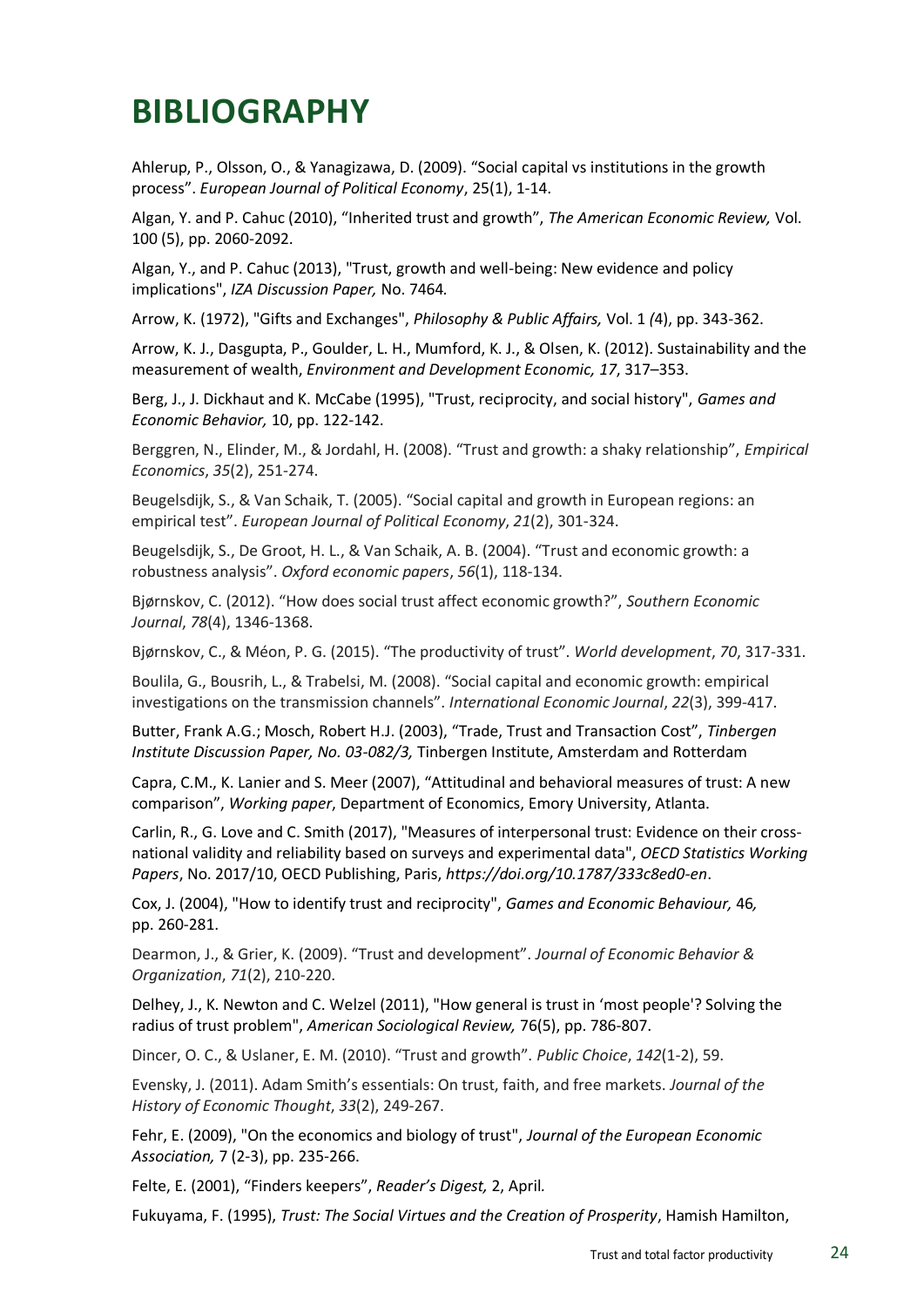# BIBLIOGRAPHY

Ahlerup, P., Olsson, O., & Yanagizawa, D. (2009). "Social capital vs institutions in the growth process". *European Journal of Political Economy*, 25(1), 1-14.

Algan, Y. and P. Cahuc (2010), "Inherited trust and growth", *The American Economic Review,* Vol. 100 (5), pp. 2060-2092.

Algan, Y., and P. Cahuc (2013), "Trust, growth and well-being: New evidence and policy implications", *IZA Discussion Paper,* No. 7464*.*

Arrow, K. (1972), "Gifts and Exchanges", *Philosophy & Public Affairs,* Vol. 1 *(*4), pp. 343-362.

Arrow, K. J., Dasgupta, P., Goulder, L. H., Mumford, K. J., & Olsen, K. (2012). Sustainability and the measurement of wealth, *Environment and Development Economic, 17*, 317–353.

Berg, J., J. Dickhaut and K. McCabe (1995), "Trust, reciprocity, and social history", *Games and Economic Behavior,* 10, pp. 122-142.

Berggren, N., Elinder, M., & Jordahl, H. (2008). "Trust and growth: a shaky relationship", *Empirical Economics*, *35*(2), 251-274.

Beugelsdijk, S., & Van Schaik, T. (2005). "Social capital and growth in European regions: an empirical test". *European Journal of Political Economy*, *21*(2), 301-324.

Beugelsdijk, S., De Groot, H. L., & Van Schaik, A. B. (2004). "Trust and economic growth: a robustness analysis". *Oxford economic papers*, *56*(1), 118-134.

Bjørnskov, C. (2012). "How does social trust affect economic growth?", *Southern Economic Journal*, *78*(4), 1346-1368.

Bjørnskov, C., & Méon, P. G. (2015). "The productivity of trust". *World development*, *70*, 317-331.

Boulila, G., Bousrih, L., & Trabelsi, M. (2008). "Social capital and economic growth: empirical investigations on the transmission channels". *International Economic Journal*, *22*(3), 399-417.

Butter, Frank A.G.; Mosch, Robert H.J. (2003), "Trade, Trust and Transaction Cost", *Tinbergen Institute Discussion Paper, No. 03-082/3,* Tinbergen Institute, Amsterdam and Rotterdam

Capra, C.M., K. Lanier and S. Meer (2007), "Attitudinal and behavioral measures of trust: A new comparison", *Working paper*, Department of Economics, Emory University, Atlanta.

Carlin, R., G. Love and C. Smith (2017), "Measures of interpersonal trust: Evidence on their cross-national validity and reliability based on surveys and experimental data", *OECD Statistics Working Papers*, No. 2017/10, OECD Publishing, Paris, *https://doi.org/10.1787/333c8ed0-en*.

Cox, J. (2004), "How to identify trust and reciprocity", *Games and Economic Behaviour,* 46*,* pp. 260-281.

Dearmon, J., & Grier, K. (2009). "Trust and development". *Journal of Economic Behavior & Organization*, *71*(2), 210-220.

Delhey, J., K. Newton and C. Welzel (2011), "How general is trust in 'most people'? Solving the radius of trust problem", *American Sociological Review,* 76(5), pp. 786-807.

Dincer, O. C., & Uslaner, E. M. (2010). "Trust and growth". *Public Choice*, *142*(1-2), 59.

Evensky, J. (2011). Adam Smith's essentials: On trust, faith, and free markets. *Journal of the History of Economic Thought*, *33*(2), 249-267.

Fehr, E. (2009), "On the economics and biology of trust", *Journal of the European Economic Association,* 7 (2-3), pp. 235-266.

Felte, E. (2001), "Finders keepers", *Reader's Digest,* 2, April*.*

Fukuyama, F. (1995), *Trust: The Social Virtues and the Creation of Prosperity*, Hamish Hamilton,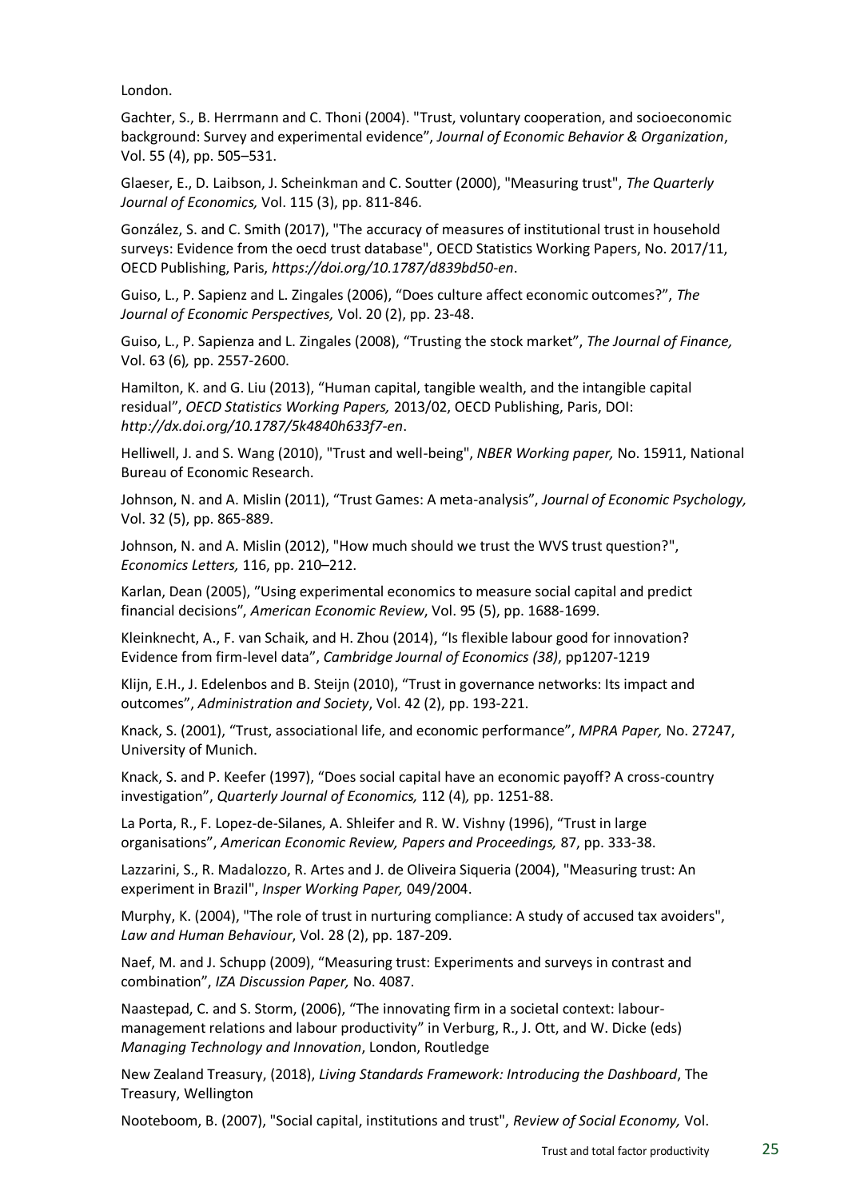London.

Gachter, S., B. Herrmann and C. Thoni (2004). "Trust, voluntary cooperation, and socioeconomic background: Survey and experimental evidence", *Journal of Economic Behavior & Organization*, Vol. 55 (4), pp. 505–531.

Glaeser, E., D. Laibson, J. Scheinkman and C. Soutter (2000), "Measuring trust", *The Quarterly Journal of Economics,* Vol. 115 (3), pp. 811-846.

González, S. and C. Smith (2017), "The accuracy of measures of institutional trust in household surveys: Evidence from the oecd trust database", OECD Statistics Working Papers, No. 2017/11, OECD Publishing, Paris, *https://doi.org/10.1787/d839bd50-en*.

Guiso, L., P. Sapienz and L. Zingales (2006), "Does culture affect economic outcomes?", *The Journal of Economic Perspectives,* Vol. 20 (2), pp. 23-48.

Guiso, L., P. Sapienza and L. Zingales (2008), "Trusting the stock market", *The Journal of Finance,* Vol. 63 (6)*,* pp. 2557-2600.

Hamilton, K. and G. Liu (2013), "Human capital, tangible wealth, and the intangible capital residual", *OECD Statistics Working Papers,* 2013/02, OECD Publishing, Paris, DOI: *http://dx.doi.org/10.1787/5k4840h633f7-en*.

Helliwell, J. and S. Wang (2010), "Trust and well-being", *NBER Working paper,* No. 15911, National Bureau of Economic Research.

Johnson, N. and A. Mislin (2011), "Trust Games: A meta-analysis", *Journal of Economic Psychology,* Vol. 32 (5), pp. 865-889.

Johnson, N. and A. Mislin (2012), "How much should we trust the WVS trust question?", *Economics Letters,* 116, pp. 210–212.

Karlan, Dean (2005), "Using experimental economics to measure social capital and predict financial decisions", *American Economic Review*, Vol. 95 (5), pp. 1688-1699.

Kleinknecht, A., F. van Schaik, and H. Zhou (2014), "Is flexible labour good for innovation? Evidence from firm-level data", *Cambridge Journal of Economics (38)*, pp1207-1219

Klijn, E.H., J. Edelenbos and B. Steijn (2010), "Trust in governance networks: Its impact and outcomes", *Administration and Society*, Vol. 42 (2), pp. 193-221.

Knack, S. (2001), "Trust, associational life, and economic performance", *MPRA Paper,* No. 27247, University of Munich.

Knack, S. and P. Keefer (1997), "Does social capital have an economic payoff? A cross-country investigation", *Quarterly Journal of Economics,* 112 (4)*,* pp. 1251-88.

La Porta, R., F. Lopez-de-Silanes, A. Shleifer and R. W. Vishny (1996), "Trust in large organisations", *American Economic Review, Papers and Proceedings,* 87, pp. 333-38.

Lazzarini, S., R. Madalozzo, R. Artes and J. de Oliveira Siqueria (2004), "Measuring trust: An experiment in Brazil", *Insper Working Paper,* 049/2004.

Murphy, K. (2004), "The role of trust in nurturing compliance: A study of accused tax avoiders", *Law and Human Behaviour*, Vol. 28 (2), pp. 187-209.

Naef, M. and J. Schupp (2009), "Measuring trust: Experiments and surveys in contrast and combination", *IZA Discussion Paper,* No. 4087.

Naastepad, C. and S. Storm, (2006), "The innovating firm in a societal context: labour-management relations and labour productivity" in Verburg, R., J. Ott, and W. Dicke (eds) *Managing Technology and Innovation*, London, Routledge

New Zealand Treasury, (2018), *Living Standards Framework: Introducing the Dashboard*, The Treasury, Wellington

Nooteboom, B. (2007), "Social capital, institutions and trust", *Review of Social Economy,* Vol.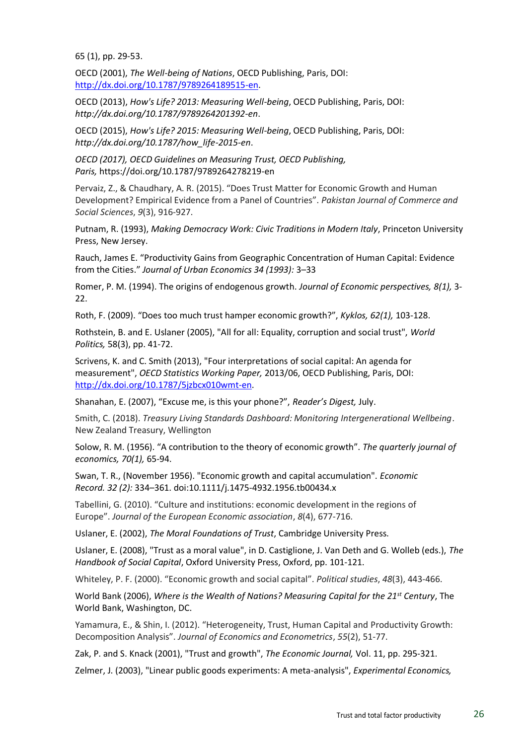65 (1), pp. 29-53.

OECD (2001), *The Well-being of Nations*, OECD Publishing, Paris, DOI: http://dx.doi.org/10.1787/9789264189515-en.

OECD (2013), *How's Life? 2013: Measuring Well-being*, OECD Publishing, Paris, DOI: *http://dx.doi.org/10.1787/9789264201392-en*.

OECD (2015), *How's Life? 2015: Measuring Well-being*, OECD Publishing, Paris, DOI: *http://dx.doi.org/10.1787/how_life-2015-en*.

*OECD (2017), OECD Guidelines on Measuring Trust, OECD Publishing, Paris,* https://doi.org/10.1787/9789264278219-en

Pervaiz, Z., & Chaudhary, A. R. (2015). "Does Trust Matter for Economic Growth and Human Development? Empirical Evidence from a Panel of Countries". *Pakistan Journal of Commerce and Social Sciences*, *9*(3), 916-927.

Putnam, R. (1993), *Making Democracy Work: Civic Traditions in Modern Italy*, Princeton University Press, New Jersey.

Rauch, James E. "Productivity Gains from Geographic Concentration of Human Capital: Evidence from the Cities." *Journal of Urban Economics 34 (1993):* 3–33

Romer, P. M. (1994). The origins of endogenous growth. *Journal of Economic perspectives, 8(1),* 3-22.

Roth, F. (2009). "Does too much trust hamper economic growth?", *Kyklos, 62(1),* 103-128.

Rothstein, B. and E. Uslaner (2005), "All for all: Equality, corruption and social trust", *World Politics,* 58(3), pp. 41-72.

Scrivens, K. and C. Smith (2013), "Four interpretations of social capital: An agenda for measurement", *OECD Statistics Working Paper,* 2013/06, OECD Publishing, Paris, DOI: http://dx.doi.org/10.1787/5jzbcx010wmt-en.

Shanahan, E. (2007), "Excuse me, is this your phone?", *Reader's Digest,* July.

Smith, C. (2018). *Treasury Living Standards Dashboard: Monitoring Intergenerational Wellbeing*. New Zealand Treasury, Wellington

Solow, R. M. (1956). "A contribution to the theory of economic growth". *The quarterly journal of economics, 70(1),* 65-94.

Swan, T. R., (November 1956). "Economic growth and capital accumulation". *Economic Record. 32 (2):* 334–361. doi:10.1111/j.1475-4932.1956.tb00434.x

Tabellini, G. (2010). "Culture and institutions: economic development in the regions of Europe". *Journal of the European Economic association*, *8*(4), 677-716.

Uslaner, E. (2002), *The Moral Foundations of Trust*, Cambridge University Press.

Uslaner, E. (2008), "Trust as a moral value", in D. Castiglione, J. Van Deth and G. Wolleb (eds.), *The Handbook of Social Capital*, Oxford University Press, Oxford, pp. 101-121.

Whiteley, P. F. (2000). "Economic growth and social capital". *Political studies*, *48*(3), 443-466.

World Bank (2006), *Where is the Wealth of Nations? Measuring Capital for the 21st Century*, The World Bank, Washington, DC.

Yamamura, E., & Shin, I. (2012). "Heterogeneity, Trust, Human Capital and Productivity Growth: Decomposition Analysis". *Journal of Economics and Econometrics*, *55*(2), 51-77.

Zak, P. and S. Knack (2001), "Trust and growth", *The Economic Journal,* Vol. 11, pp. 295-321.

Zelmer, J. (2003), "Linear public goods experiments: A meta-analysis", *Experimental Economics,*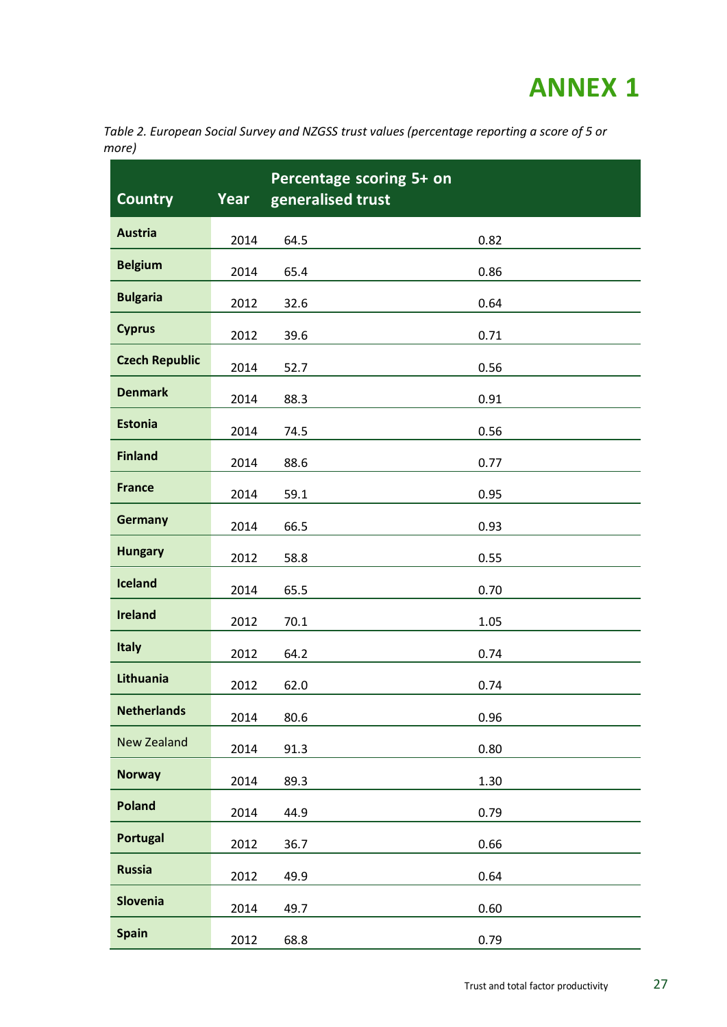# ANNEX 1

*Table 2. European Social Survey and NZGSS trust values (percentage reporting a score of 5 or more)*

| Country | Year | Percentage scoring 5+ on generalised trust | |
|---|---|---|---|
| **Austria** | 2014 | 64.5 | 0.82 |
| **Belgium** | 2014 | 65.4 | 0.86 |
| **Bulgaria** | 2012 | 32.6 | 0.64 |
| **Cyprus** | 2012 | 39.6 | 0.71 |
| **Czech Republic** | 2014 | 52.7 | 0.56 |
| **Denmark** | 2014 | 88.3 | 0.91 |
| **Estonia** | 2014 | 74.5 | 0.56 |
| **Finland** | 2014 | 88.6 | 0.77 |
| **France** | 2014 | 59.1 | 0.95 |
| **Germany** | 2014 | 66.5 | 0.93 |
| **Hungary** | 2012 | 58.8 | 0.55 |
| **Iceland** | 2014 | 65.5 | 0.70 |
| **Ireland** | 2012 | 70.1 | 1.05 |
| **Italy** | 2012 | 64.2 | 0.74 |
| **Lithuania** | 2012 | 62.0 | 0.74 |
| **Netherlands** | 2014 | 80.6 | 0.96 |
| New Zealand | 2014 | 91.3 | 0.80 |
| **Norway** | 2014 | 89.3 | 1.30 |
| **Poland** | 2014 | 44.9 | 0.79 |
| **Portugal** | 2012 | 36.7 | 0.66 |
| **Russia** | 2012 | 49.9 | 0.64 |
| **Slovenia** | 2014 | 49.7 | 0.60 |
| **Spain** | 2012 | 68.8 | 0.79 |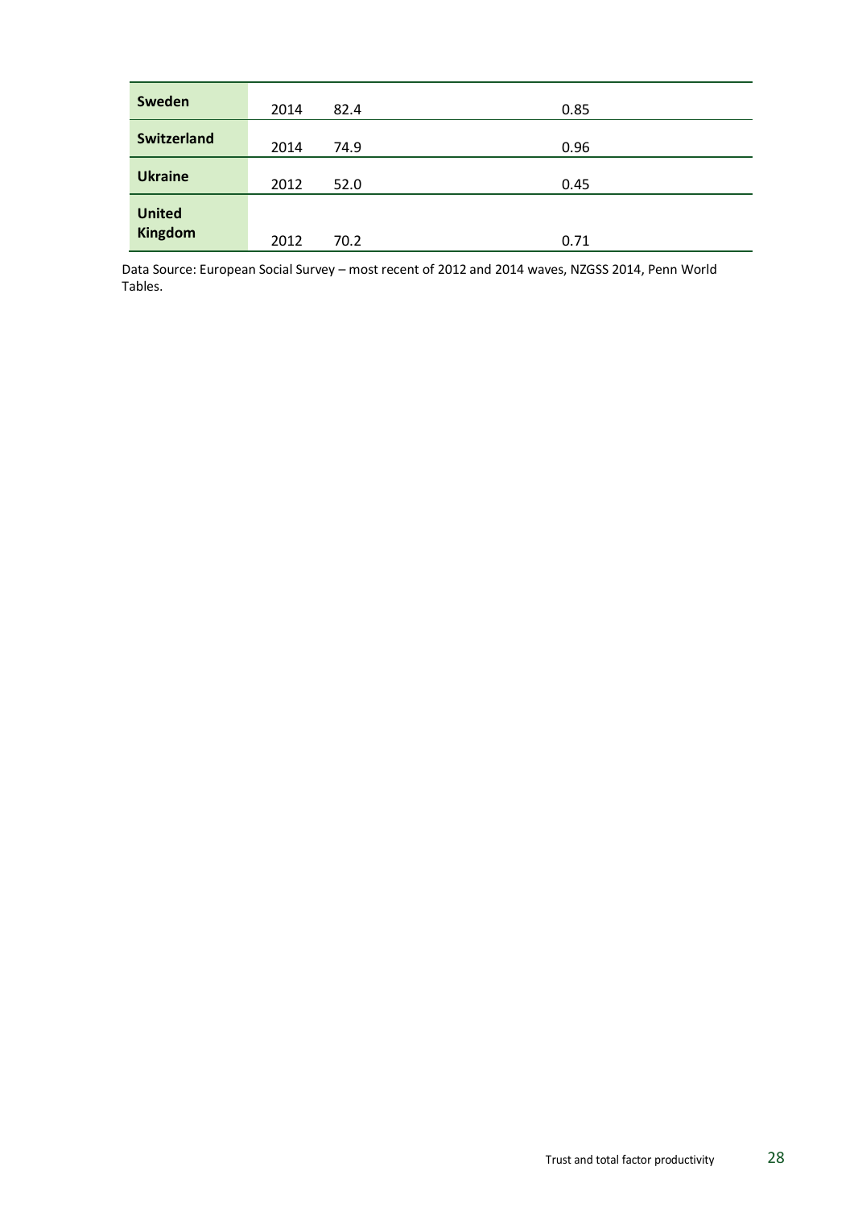| | | | |
|---|---|---|---|
| **Sweden** | 2014 | 82.4 | 0.85 |
| **Switzerland** | 2014 | 74.9 | 0.96 |
| **Ukraine** | 2012 | 52.0 | 0.45 |
| **United Kingdom** | 2012 | 70.2 | 0.71 |

Data Source: European Social Survey – most recent of 2012 and 2014 waves, NZGSS 2014, Penn World Tables.